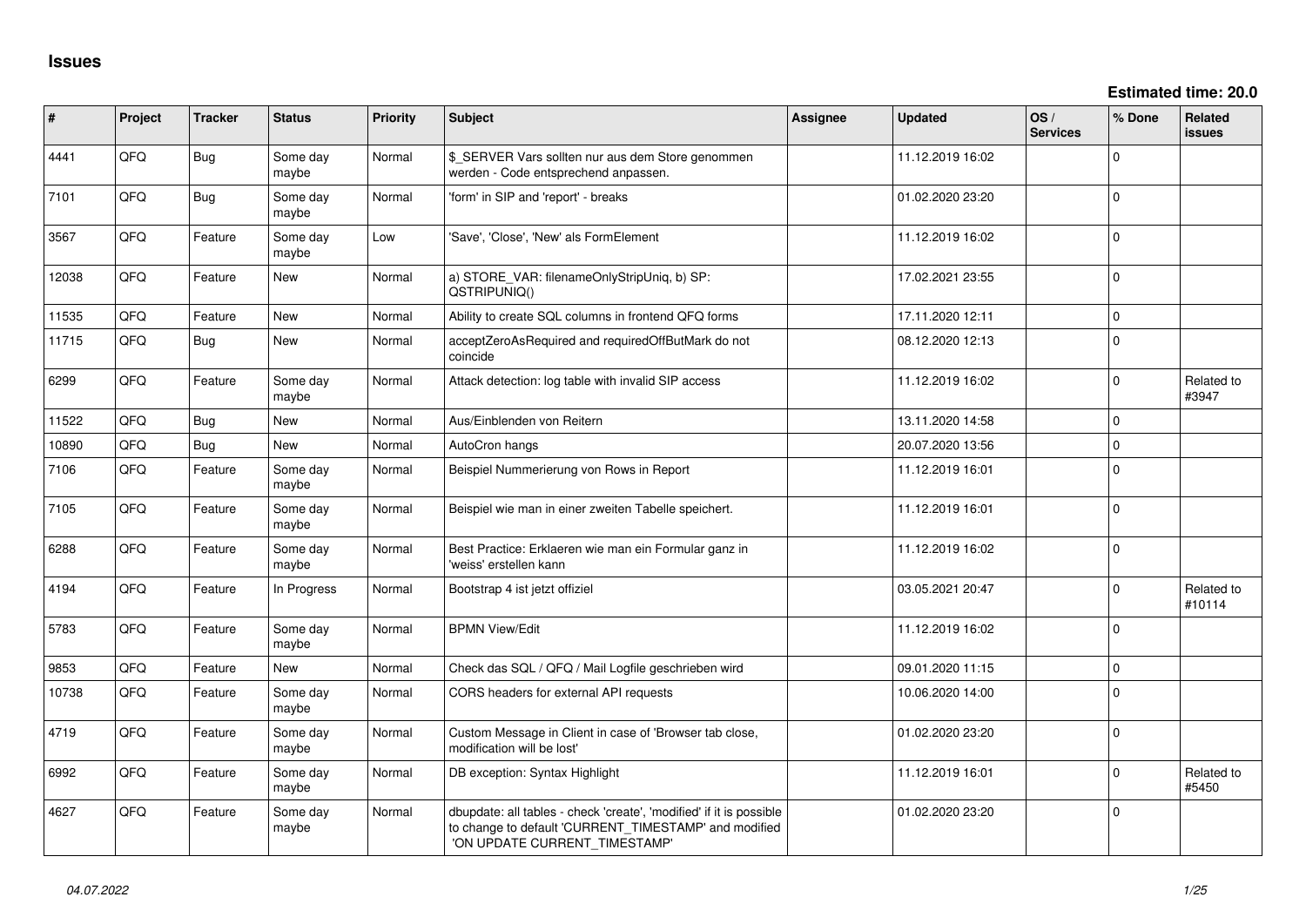# Issues

**Estimated time: 20.0**

| # | Project | Tracker | Status | Priority | Subject | Assignee | Updated | OS / Services | % Done | Related issues |
|---|---|---|---|---|---|---|---|---|---|---|
| 4441 | QFQ | Bug | Some day maybe | Normal | $_SERVER Vars sollten nur aus dem Store genommen werden - Code entsprechend anpassen. | | 11.12.2019 16:02 | | 0 | |
| 7101 | QFQ | Bug | Some day maybe | Normal | 'form' in SIP and 'report' - breaks | | 01.02.2020 23:20 | | 0 | |
| 3567 | QFQ | Feature | Some day maybe | Low | 'Save', 'Close', 'New' als FormElement | | 11.12.2019 16:02 | | 0 | |
| 12038 | QFQ | Feature | New | Normal | a) STORE_VAR: filenameOnlyStripUniq, b) SP: QSTRIPUNIQ() | | 17.02.2021 23:55 | | 0 | |
| 11535 | QFQ | Feature | New | Normal | Ability to create SQL columns in frontend QFQ forms | | 17.11.2020 12:11 | | 0 | |
| 11715 | QFQ | Bug | New | Normal | acceptZeroAsRequired and requiredOffButMark do not coincide | | 08.12.2020 12:13 | | 0 | |
| 6299 | QFQ | Feature | Some day maybe | Normal | Attack detection: log table with invalid SIP access | | 11.12.2019 16:02 | | 0 | Related to #3947 |
| 11522 | QFQ | Bug | New | Normal | Aus/Einblenden von Reitern | | 13.11.2020 14:58 | | 0 | |
| 10890 | QFQ | Bug | New | Normal | AutoCron hangs | | 20.07.2020 13:56 | | 0 | |
| 7106 | QFQ | Feature | Some day maybe | Normal | Beispiel Nummerierung von Rows in Report | | 11.12.2019 16:01 | | 0 | |
| 7105 | QFQ | Feature | Some day maybe | Normal | Beispiel wie man in einer zweiten Tabelle speichert. | | 11.12.2019 16:01 | | 0 | |
| 6288 | QFQ | Feature | Some day maybe | Normal | Best Practice: Erklaeren wie man ein Formular ganz in 'weiss' erstellen kann | | 11.12.2019 16:02 | | 0 | |
| 4194 | QFQ | Feature | In Progress | Normal | Bootstrap 4 ist jetzt offiziel | | 03.05.2021 20:47 | | 0 | Related to #10114 |
| 5783 | QFQ | Feature | Some day maybe | Normal | BPMN View/Edit | | 11.12.2019 16:02 | | 0 | |
| 9853 | QFQ | Feature | New | Normal | Check das SQL / QFQ / Mail Logfile geschrieben wird | | 09.01.2020 11:15 | | 0 | |
| 10738 | QFQ | Feature | Some day maybe | Normal | CORS headers for external API requests | | 10.06.2020 14:00 | | 0 | |
| 4719 | QFQ | Feature | Some day maybe | Normal | Custom Message in Client in case of 'Browser tab close, modification will be lost' | | 01.02.2020 23:20 | | 0 | |
| 6992 | QFQ | Feature | Some day maybe | Normal | DB exception: Syntax Highlight | | 11.12.2019 16:01 | | 0 | Related to #5450 |
| 4627 | QFQ | Feature | Some day maybe | Normal | dbupdate: all tables - check 'create', 'modified' if it is possible to change to default 'CURRENT_TIMESTAMP' and modified 'ON UPDATE CURRENT_TIMESTAMP' | | 01.02.2020 23:20 | | 0 | |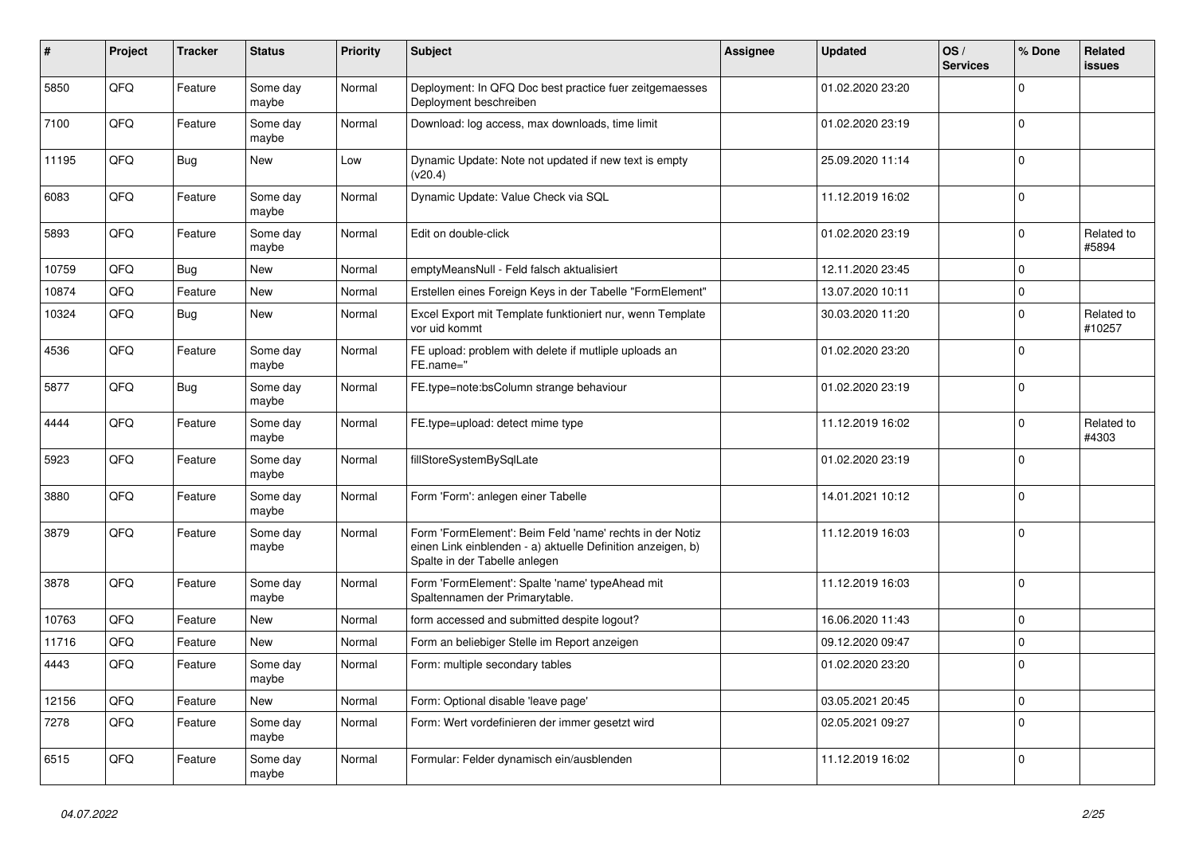| # | Project | Tracker | Status | Priority | Subject | Assignee | Updated | OS / Services | % Done | Related issues |
|---|---|---|---|---|---|---|---|---|---|---|
| 5850 | QFQ | Feature | Some day maybe | Normal | Deployment: In QFQ Doc best practice fuer zeitgemaesses Deployment beschreiben | | 01.02.2020 23:20 | | 0 | |
| 7100 | QFQ | Feature | Some day maybe | Normal | Download: log access, max downloads, time limit | | 01.02.2020 23:19 | | 0 | |
| 11195 | QFQ | Bug | New | Low | Dynamic Update: Note not updated if new text is empty (v20.4) | | 25.09.2020 11:14 | | 0 | |
| 6083 | QFQ | Feature | Some day maybe | Normal | Dynamic Update: Value Check via SQL | | 11.12.2019 16:02 | | 0 | |
| 5893 | QFQ | Feature | Some day maybe | Normal | Edit on double-click | | 01.02.2020 23:19 | | 0 | Related to #5894 |
| 10759 | QFQ | Bug | New | Normal | emptyMeansNull - Feld falsch aktualisiert | | 12.11.2020 23:45 | | 0 | |
| 10874 | QFQ | Feature | New | Normal | Erstellen eines Foreign Keys in der Tabelle "FormElement" | | 13.07.2020 10:11 | | 0 | |
| 10324 | QFQ | Bug | New | Normal | Excel Export mit Template funktioniert nur, wenn Template vor uid kommt | | 30.03.2020 11:20 | | 0 | Related to #10257 |
| 4536 | QFQ | Feature | Some day maybe | Normal | FE upload: problem with delete if mutliple uploads an FE.name=" | | 01.02.2020 23:20 | | 0 | |
| 5877 | QFQ | Bug | Some day maybe | Normal | FE.type=note:bsColumn strange behaviour | | 01.02.2020 23:19 | | 0 | |
| 4444 | QFQ | Feature | Some day maybe | Normal | FE.type=upload: detect mime type | | 11.12.2019 16:02 | | 0 | Related to #4303 |
| 5923 | QFQ | Feature | Some day maybe | Normal | fillStoreSystemBySqlLate | | 01.02.2020 23:19 | | 0 | |
| 3880 | QFQ | Feature | Some day maybe | Normal | Form 'Form': anlegen einer Tabelle | | 14.01.2021 10:12 | | 0 | |
| 3879 | QFQ | Feature | Some day maybe | Normal | Form 'FormElement': Beim Feld 'name' rechts in der Notiz einen Link einblenden - a) aktuelle Definition anzeigen, b) Spalte in der Tabelle anlegen | | 11.12.2019 16:03 | | 0 | |
| 3878 | QFQ | Feature | Some day maybe | Normal | Form 'FormElement': Spalte 'name' typeAhead mit Spaltennamen der Primarytable. | | 11.12.2019 16:03 | | 0 | |
| 10763 | QFQ | Feature | New | Normal | form accessed and submitted despite logout? | | 16.06.2020 11:43 | | 0 | |
| 11716 | QFQ | Feature | New | Normal | Form an beliebiger Stelle im Report anzeigen | | 09.12.2020 09:47 | | 0 | |
| 4443 | QFQ | Feature | Some day maybe | Normal | Form: multiple secondary tables | | 01.02.2020 23:20 | | 0 | |
| 12156 | QFQ | Feature | New | Normal | Form: Optional disable 'leave page' | | 03.05.2021 20:45 | | 0 | |
| 7278 | QFQ | Feature | Some day maybe | Normal | Form: Wert vordefinieren der immer gesetzt wird | | 02.05.2021 09:27 | | 0 | |
| 6515 | QFQ | Feature | Some day maybe | Normal | Formular: Felder dynamisch ein/ausblenden | | 11.12.2019 16:02 | | 0 | |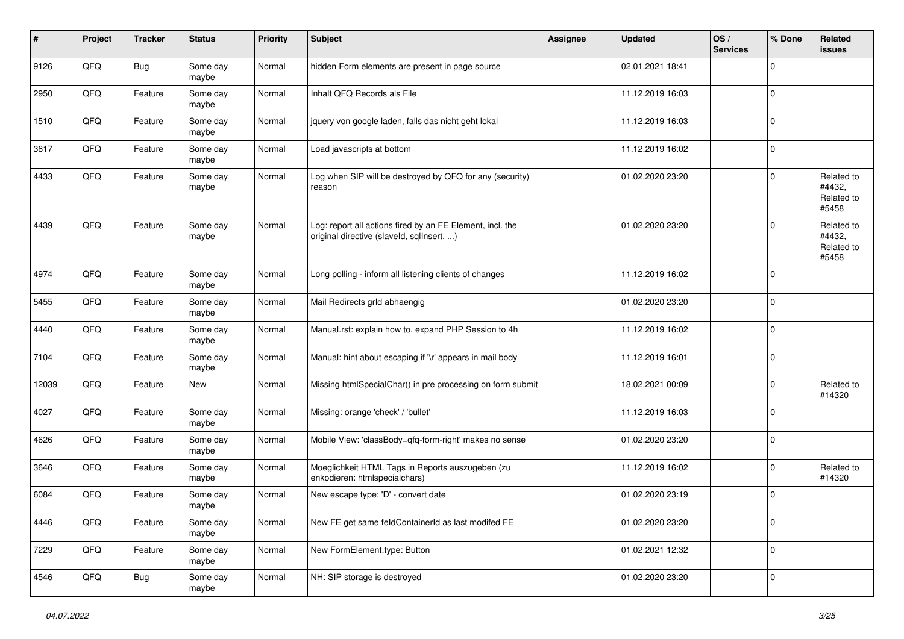| # | Project | Tracker | Status | Priority | Subject | Assignee | Updated | OS / Services | % Done | Related issues |
|---|---|---|---|---|---|---|---|---|---|---|
| 9126 | QFQ | Bug | Some day maybe | Normal | hidden Form elements are present in page source | | 02.01.2021 18:41 | | 0 | |
| 2950 | QFQ | Feature | Some day maybe | Normal | Inhalt QFQ Records als File | | 11.12.2019 16:03 | | 0 | |
| 1510 | QFQ | Feature | Some day maybe | Normal | jquery von google laden, falls das nicht geht lokal | | 11.12.2019 16:03 | | 0 | |
| 3617 | QFQ | Feature | Some day maybe | Normal | Load javascripts at bottom | | 11.12.2019 16:02 | | 0 | |
| 4433 | QFQ | Feature | Some day maybe | Normal | Log when SIP will be destroyed by QFQ for any (security) reason | | 01.02.2020 23:20 | | 0 | Related to #4432, Related to #5458 |
| 4439 | QFQ | Feature | Some day maybe | Normal | Log: report all actions fired by an FE Element, incl. the original directive (slaveId, sqlInsert, ...) | | 01.02.2020 23:20 | | 0 | Related to #4432, Related to #5458 |
| 4974 | QFQ | Feature | Some day maybe | Normal | Long polling - inform all listening clients of changes | | 11.12.2019 16:02 | | 0 | |
| 5455 | QFQ | Feature | Some day maybe | Normal | Mail Redirects grId abhaengig | | 01.02.2020 23:20 | | 0 | |
| 4440 | QFQ | Feature | Some day maybe | Normal | Manual.rst: explain how to. expand PHP Session to 4h | | 11.12.2019 16:02 | | 0 | |
| 7104 | QFQ | Feature | Some day maybe | Normal | Manual: hint about escaping if '\r' appears in mail body | | 11.12.2019 16:01 | | 0 | |
| 12039 | QFQ | Feature | New | Normal | Missing htmlSpecialChar() in pre processing on form submit | | 18.02.2021 00:09 | | 0 | Related to #14320 |
| 4027 | QFQ | Feature | Some day maybe | Normal | Missing: orange 'check' / 'bullet' | | 11.12.2019 16:03 | | 0 | |
| 4626 | QFQ | Feature | Some day maybe | Normal | Mobile View: 'classBody=qfq-form-right' makes no sense | | 01.02.2020 23:20 | | 0 | |
| 3646 | QFQ | Feature | Some day maybe | Normal | Moeglichkeit HTML Tags in Reports auszugeben (zu enkodieren: htmlspecialchars) | | 11.12.2019 16:02 | | 0 | Related to #14320 |
| 6084 | QFQ | Feature | Some day maybe | Normal | New escape type: 'D' - convert date | | 01.02.2020 23:19 | | 0 | |
| 4446 | QFQ | Feature | Some day maybe | Normal | New FE get same feldContainerId as last modifed FE | | 01.02.2020 23:20 | | 0 | |
| 7229 | QFQ | Feature | Some day maybe | Normal | New FormElement.type: Button | | 01.02.2021 12:32 | | 0 | |
| 4546 | QFQ | Bug | Some day maybe | Normal | NH: SIP storage is destroyed | | 01.02.2020 23:20 | | 0 | |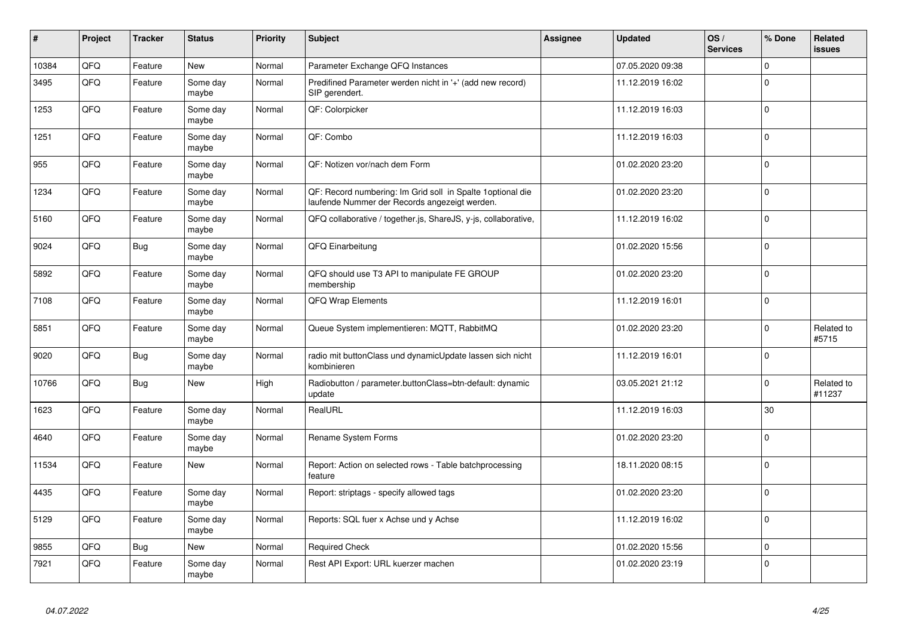| # | Project | Tracker | Status | Priority | Subject | Assignee | Updated | OS / Services | % Done | Related issues |
|---|---|---|---|---|---|---|---|---|---|---|
| 10384 | QFQ | Feature | New | Normal | Parameter Exchange QFQ Instances | | 07.05.2020 09:38 | | 0 | |
| 3495 | QFQ | Feature | Some day maybe | Normal | Predifined Parameter werden nicht in '+' (add new record) SIP gerendert. | | 11.12.2019 16:02 | | 0 | |
| 1253 | QFQ | Feature | Some day maybe | Normal | QF: Colorpicker | | 11.12.2019 16:03 | | 0 | |
| 1251 | QFQ | Feature | Some day maybe | Normal | QF: Combo | | 11.12.2019 16:03 | | 0 | |
| 955 | QFQ | Feature | Some day maybe | Normal | QF: Notizen vor/nach dem Form | | 01.02.2020 23:20 | | 0 | |
| 1234 | QFQ | Feature | Some day maybe | Normal | QF: Record numbering: Im Grid soll in Spalte 1optional die laufende Nummer der Records angezeigt werden. | | 01.02.2020 23:20 | | 0 | |
| 5160 | QFQ | Feature | Some day maybe | Normal | QFQ collaborative / together.js, ShareJS, y-js, collaborative, | | 11.12.2019 16:02 | | 0 | |
| 9024 | QFQ | Bug | Some day maybe | Normal | QFQ Einarbeitung | | 01.02.2020 15:56 | | 0 | |
| 5892 | QFQ | Feature | Some day maybe | Normal | QFQ should use T3 API to manipulate FE GROUP membership | | 01.02.2020 23:20 | | 0 | |
| 7108 | QFQ | Feature | Some day maybe | Normal | QFQ Wrap Elements | | 11.12.2019 16:01 | | 0 | |
| 5851 | QFQ | Feature | Some day maybe | Normal | Queue System implementieren: MQTT, RabbitMQ | | 01.02.2020 23:20 | | 0 | Related to #5715 |
| 9020 | QFQ | Bug | Some day maybe | Normal | radio mit buttonClass und dynamicUpdate lassen sich nicht kombinieren | | 11.12.2019 16:01 | | 0 | |
| 10766 | QFQ | Bug | New | High | Radiobutton / parameter.buttonClass=btn-default: dynamic update | | 03.05.2021 21:12 | | 0 | Related to #11237 |
| 1623 | QFQ | Feature | Some day maybe | Normal | RealURL | | 11.12.2019 16:03 | | 30 | |
| 4640 | QFQ | Feature | Some day maybe | Normal | Rename System Forms | | 01.02.2020 23:20 | | 0 | |
| 11534 | QFQ | Feature | New | Normal | Report: Action on selected rows - Table batchprocessing feature | | 18.11.2020 08:15 | | 0 | |
| 4435 | QFQ | Feature | Some day maybe | Normal | Report: striptags - specify allowed tags | | 01.02.2020 23:20 | | 0 | |
| 5129 | QFQ | Feature | Some day maybe | Normal | Reports: SQL fuer x Achse und y Achse | | 11.12.2019 16:02 | | 0 | |
| 9855 | QFQ | Bug | New | Normal | Required Check | | 01.02.2020 15:56 | | 0 | |
| 7921 | QFQ | Feature | Some day maybe | Normal | Rest API Export: URL kuerzer machen | | 01.02.2020 23:19 | | 0 | |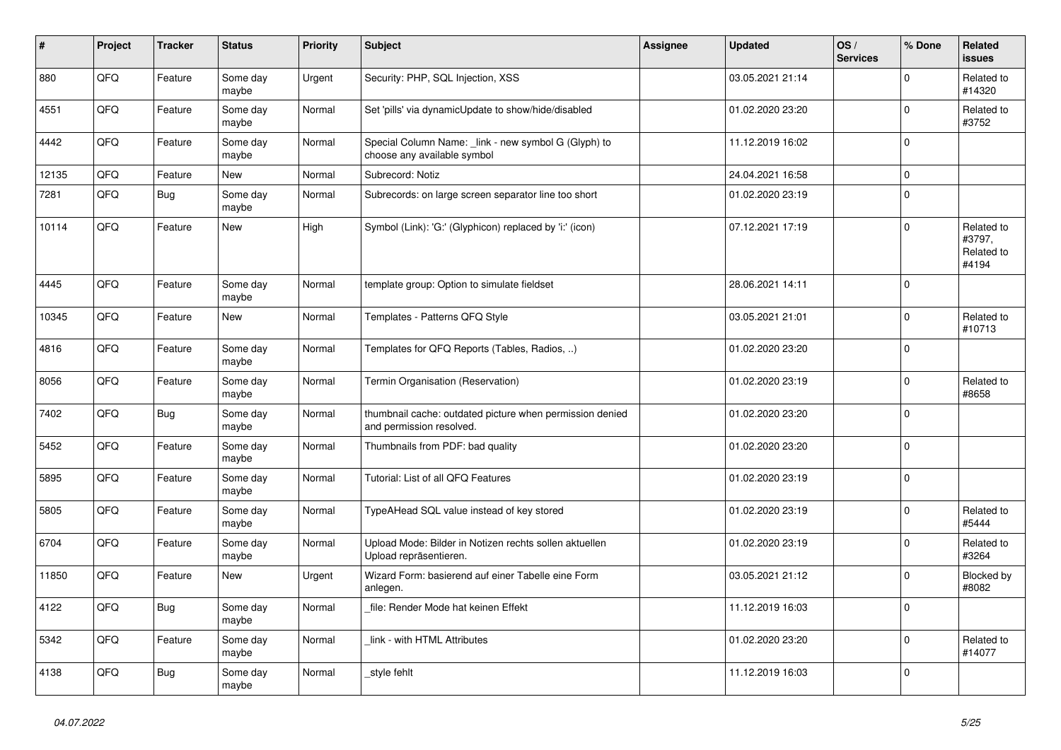| # | Project | Tracker | Status | Priority | Subject | Assignee | Updated | OS / Services | % Done | Related issues |
|---|---|---|---|---|---|---|---|---|---|---|
| 880 | QFQ | Feature | Some day maybe | Urgent | Security: PHP, SQL Injection, XSS | | 03.05.2021 21:14 | | 0 | Related to #14320 |
| 4551 | QFQ | Feature | Some day maybe | Normal | Set 'pills' via dynamicUpdate to show/hide/disabled | | 01.02.2020 23:20 | | 0 | Related to #3752 |
| 4442 | QFQ | Feature | Some day maybe | Normal | Special Column Name: _link - new symbol G (Glyph) to choose any available symbol | | 11.12.2019 16:02 | | 0 | |
| 12135 | QFQ | Feature | New | Normal | Subrecord: Notiz | | 24.04.2021 16:58 | | 0 | |
| 7281 | QFQ | Bug | Some day maybe | Normal | Subrecords: on large screen separator line too short | | 01.02.2020 23:19 | | 0 | |
| 10114 | QFQ | Feature | New | High | Symbol (Link): 'G:' (Glyphicon) replaced by 'i:' (icon) | | 07.12.2021 17:19 | | 0 | Related to #3797, Related to #4194 |
| 4445 | QFQ | Feature | Some day maybe | Normal | template group: Option to simulate fieldset | | 28.06.2021 14:11 | | 0 | |
| 10345 | QFQ | Feature | New | Normal | Templates - Patterns QFQ Style | | 03.05.2021 21:01 | | 0 | Related to #10713 |
| 4816 | QFQ | Feature | Some day maybe | Normal | Templates for QFQ Reports (Tables, Radios, ..) | | 01.02.2020 23:20 | | 0 | |
| 8056 | QFQ | Feature | Some day maybe | Normal | Termin Organisation (Reservation) | | 01.02.2020 23:19 | | 0 | Related to #8658 |
| 7402 | QFQ | Bug | Some day maybe | Normal | thumbnail cache: outdated picture when permission denied and permission resolved. | | 01.02.2020 23:20 | | 0 | |
| 5452 | QFQ | Feature | Some day maybe | Normal | Thumbnails from PDF: bad quality | | 01.02.2020 23:20 | | 0 | |
| 5895 | QFQ | Feature | Some day maybe | Normal | Tutorial: List of all QFQ Features | | 01.02.2020 23:19 | | 0 | |
| 5805 | QFQ | Feature | Some day maybe | Normal | TypeAHead SQL value instead of key stored | | 01.02.2020 23:19 | | 0 | Related to #5444 |
| 6704 | QFQ | Feature | Some day maybe | Normal | Upload Mode: Bilder in Notizen rechts sollen aktuellen Upload repräsentieren. | | 01.02.2020 23:19 | | 0 | Related to #3264 |
| 11850 | QFQ | Feature | New | Urgent | Wizard Form: basierend auf einer Tabelle eine Form anlegen. | | 03.05.2021 21:12 | | 0 | Blocked by #8082 |
| 4122 | QFQ | Bug | Some day maybe | Normal | _file: Render Mode hat keinen Effekt | | 11.12.2019 16:03 | | 0 | |
| 5342 | QFQ | Feature | Some day maybe | Normal | _link - with HTML Attributes | | 01.02.2020 23:20 | | 0 | Related to #14077 |
| 4138 | QFQ | Bug | Some day maybe | Normal | _style fehlt | | 11.12.2019 16:03 | | 0 | |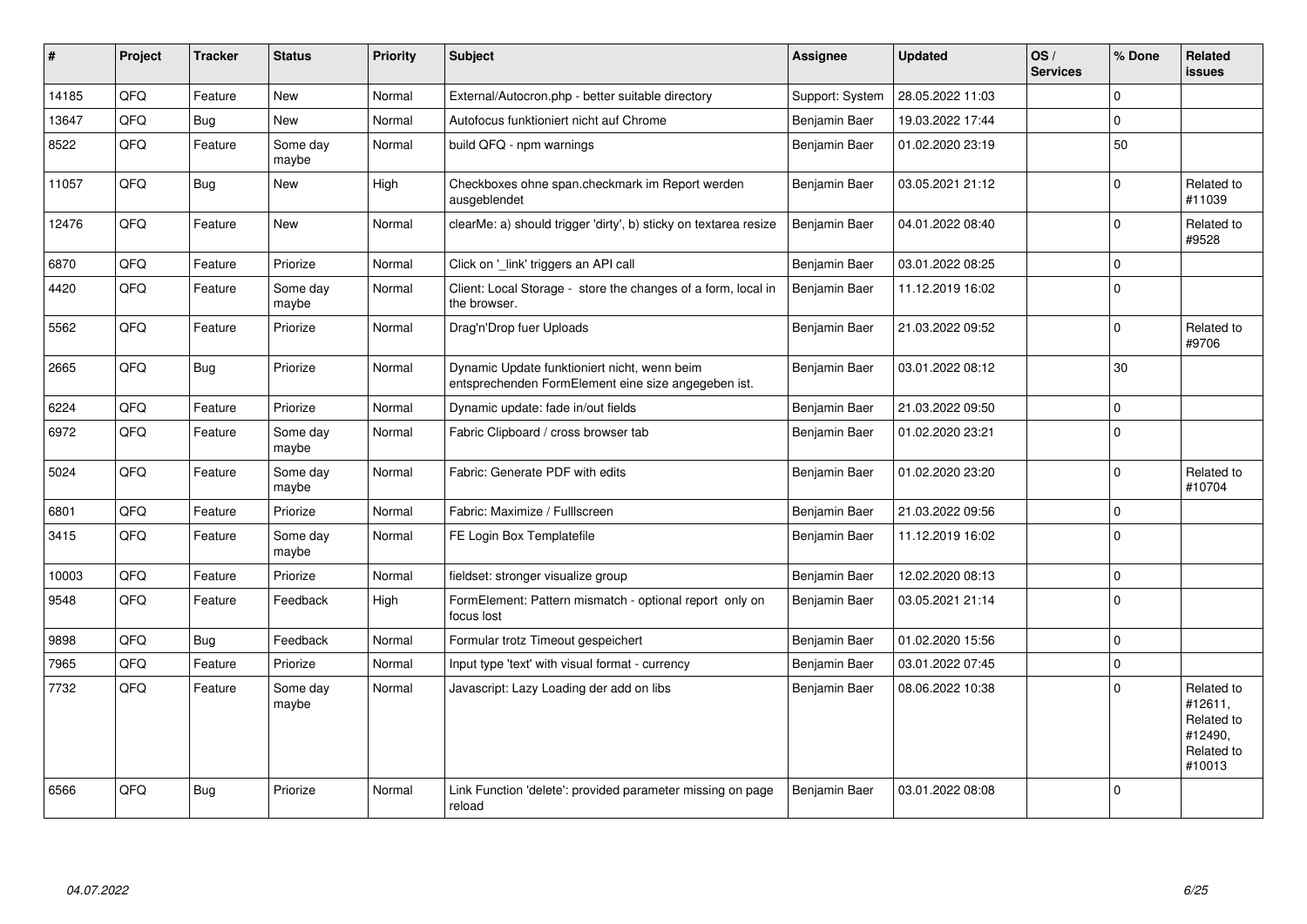| # | Project | Tracker | Status | Priority | Subject | Assignee | Updated | OS / Services | % Done | Related issues |
|---|---|---|---|---|---|---|---|---|---|---|
| 14185 | QFQ | Feature | New | Normal | External/Autocron.php - better suitable directory | Support: System | 28.05.2022 11:03 | | 0 | |
| 13647 | QFQ | Bug | New | Normal | Autofocus funktioniert nicht auf Chrome | Benjamin Baer | 19.03.2022 17:44 | | 0 | |
| 8522 | QFQ | Feature | Some day maybe | Normal | build QFQ - npm warnings | Benjamin Baer | 01.02.2020 23:19 | | 50 | |
| 11057 | QFQ | Bug | New | High | Checkboxes ohne span.checkmark im Report werden ausgeblendet | Benjamin Baer | 03.05.2021 21:12 | | 0 | Related to #11039 |
| 12476 | QFQ | Feature | New | Normal | clearMe: a) should trigger 'dirty', b) sticky on textarea resize | Benjamin Baer | 04.01.2022 08:40 | | 0 | Related to #9528 |
| 6870 | QFQ | Feature | Priorize | Normal | Click on '_link' triggers an API call | Benjamin Baer | 03.01.2022 08:25 | | 0 | |
| 4420 | QFQ | Feature | Some day maybe | Normal | Client: Local Storage - store the changes of a form, local in the browser. | Benjamin Baer | 11.12.2019 16:02 | | 0 | |
| 5562 | QFQ | Feature | Priorize | Normal | Drag'n'Drop fuer Uploads | Benjamin Baer | 21.03.2022 09:52 | | 0 | Related to #9706 |
| 2665 | QFQ | Bug | Priorize | Normal | Dynamic Update funktioniert nicht, wenn beim entsprechenden FormElement eine size angegeben ist. | Benjamin Baer | 03.01.2022 08:12 | | 30 | |
| 6224 | QFQ | Feature | Priorize | Normal | Dynamic update: fade in/out fields | Benjamin Baer | 21.03.2022 09:50 | | 0 | |
| 6972 | QFQ | Feature | Some day maybe | Normal | Fabric Clipboard / cross browser tab | Benjamin Baer | 01.02.2020 23:21 | | 0 | |
| 5024 | QFQ | Feature | Some day maybe | Normal | Fabric: Generate PDF with edits | Benjamin Baer | 01.02.2020 23:20 | | 0 | Related to #10704 |
| 6801 | QFQ | Feature | Priorize | Normal | Fabric: Maximize / Fulllscreen | Benjamin Baer | 21.03.2022 09:56 | | 0 | |
| 3415 | QFQ | Feature | Some day maybe | Normal | FE Login Box Templatefile | Benjamin Baer | 11.12.2019 16:02 | | 0 | |
| 10003 | QFQ | Feature | Priorize | Normal | fieldset: stronger visualize group | Benjamin Baer | 12.02.2020 08:13 | | 0 | |
| 9548 | QFQ | Feature | Feedback | High | FormElement: Pattern mismatch - optional report only on focus lost | Benjamin Baer | 03.05.2021 21:14 | | 0 | |
| 9898 | QFQ | Bug | Feedback | Normal | Formular trotz Timeout gespeichert | Benjamin Baer | 01.02.2020 15:56 | | 0 | |
| 7965 | QFQ | Feature | Priorize | Normal | Input type 'text' with visual format - currency | Benjamin Baer | 03.01.2022 07:45 | | 0 | |
| 7732 | QFQ | Feature | Some day maybe | Normal | Javascript: Lazy Loading der add on libs | Benjamin Baer | 08.06.2022 10:38 | | 0 | Related to #12611, Related to #12490, Related to #10013 |
| 6566 | QFQ | Bug | Priorize | Normal | Link Function 'delete': provided parameter missing on page reload | Benjamin Baer | 03.01.2022 08:08 | | 0 | |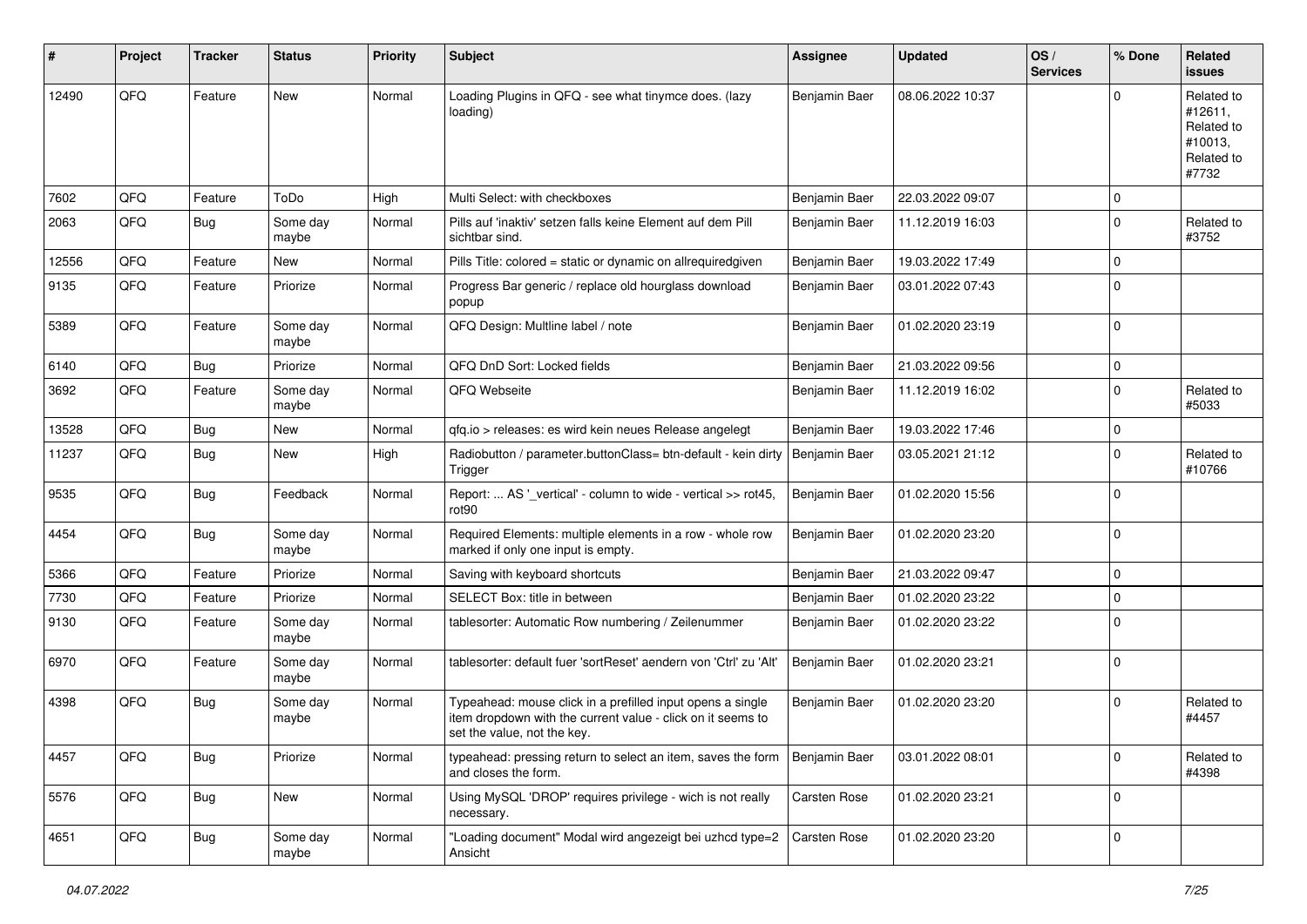| # | Project | Tracker | Status | Priority | Subject | Assignee | Updated | OS / Services | % Done | Related issues |
|---|---|---|---|---|---|---|---|---|---|---|
| 12490 | QFQ | Feature | New | Normal | Loading Plugins in QFQ - see what tinymce does. (lazy loading) | Benjamin Baer | 08.06.2022 10:37 | | 0 | Related to #12611, Related to #10013, Related to #7732 |
| 7602 | QFQ | Feature | ToDo | High | Multi Select: with checkboxes | Benjamin Baer | 22.03.2022 09:07 | | 0 | |
| 2063 | QFQ | Bug | Some day maybe | Normal | Pills auf 'inaktiv' setzen falls keine Element auf dem Pill sichtbar sind. | Benjamin Baer | 11.12.2019 16:03 | | 0 | Related to #3752 |
| 12556 | QFQ | Feature | New | Normal | Pills Title: colored = static or dynamic on allrequiredgiven | Benjamin Baer | 19.03.2022 17:49 | | 0 | |
| 9135 | QFQ | Feature | Priorize | Normal | Progress Bar generic / replace old hourglass download popup | Benjamin Baer | 03.01.2022 07:43 | | 0 | |
| 5389 | QFQ | Feature | Some day maybe | Normal | QFQ Design: Multline label / note | Benjamin Baer | 01.02.2020 23:19 | | 0 | |
| 6140 | QFQ | Bug | Priorize | Normal | QFQ DnD Sort: Locked fields | Benjamin Baer | 21.03.2022 09:56 | | 0 | |
| 3692 | QFQ | Feature | Some day maybe | Normal | QFQ Webseite | Benjamin Baer | 11.12.2019 16:02 | | 0 | Related to #5033 |
| 13528 | QFQ | Bug | New | Normal | qfq.io > releases: es wird kein neues Release angelegt | Benjamin Baer | 19.03.2022 17:46 | | 0 | |
| 11237 | QFQ | Bug | New | High | Radiobutton / parameter.buttonClass= btn-default - kein dirty Trigger | Benjamin Baer | 03.05.2021 21:12 | | 0 | Related to #10766 |
| 9535 | QFQ | Bug | Feedback | Normal | Report: ... AS '_vertical' - column to wide - vertical >> rot45, rot90 | Benjamin Baer | 01.02.2020 15:56 | | 0 | |
| 4454 | QFQ | Bug | Some day maybe | Normal | Required Elements: multiple elements in a row - whole row marked if only one input is empty. | Benjamin Baer | 01.02.2020 23:20 | | 0 | |
| 5366 | QFQ | Feature | Priorize | Normal | Saving with keyboard shortcuts | Benjamin Baer | 21.03.2022 09:47 | | 0 | |
| 7730 | QFQ | Feature | Priorize | Normal | SELECT Box: title in between | Benjamin Baer | 01.02.2020 23:22 | | 0 | |
| 9130 | QFQ | Feature | Some day maybe | Normal | tablesorter: Automatic Row numbering / Zeilenummer | Benjamin Baer | 01.02.2020 23:22 | | 0 | |
| 6970 | QFQ | Feature | Some day maybe | Normal | tablesorter: default fuer 'sortReset' aendern von 'Ctrl' zu 'Alt' | Benjamin Baer | 01.02.2020 23:21 | | 0 | |
| 4398 | QFQ | Bug | Some day maybe | Normal | Typeahead: mouse click in a prefilled input opens a single item dropdown with the current value - click on it seems to set the value, not the key. | Benjamin Baer | 01.02.2020 23:20 | | 0 | Related to #4457 |
| 4457 | QFQ | Bug | Priorize | Normal | typeahead: pressing return to select an item, saves the form and closes the form. | Benjamin Baer | 03.01.2022 08:01 | | 0 | Related to #4398 |
| 5576 | QFQ | Bug | New | Normal | Using MySQL 'DROP' requires privilege - wich is not really necessary. | Carsten Rose | 01.02.2020 23:21 | | 0 | |
| 4651 | QFQ | Bug | Some day maybe | Normal | "Loading document" Modal wird angezeigt bei uzhcd type=2 Ansicht | Carsten Rose | 01.02.2020 23:20 | | 0 | |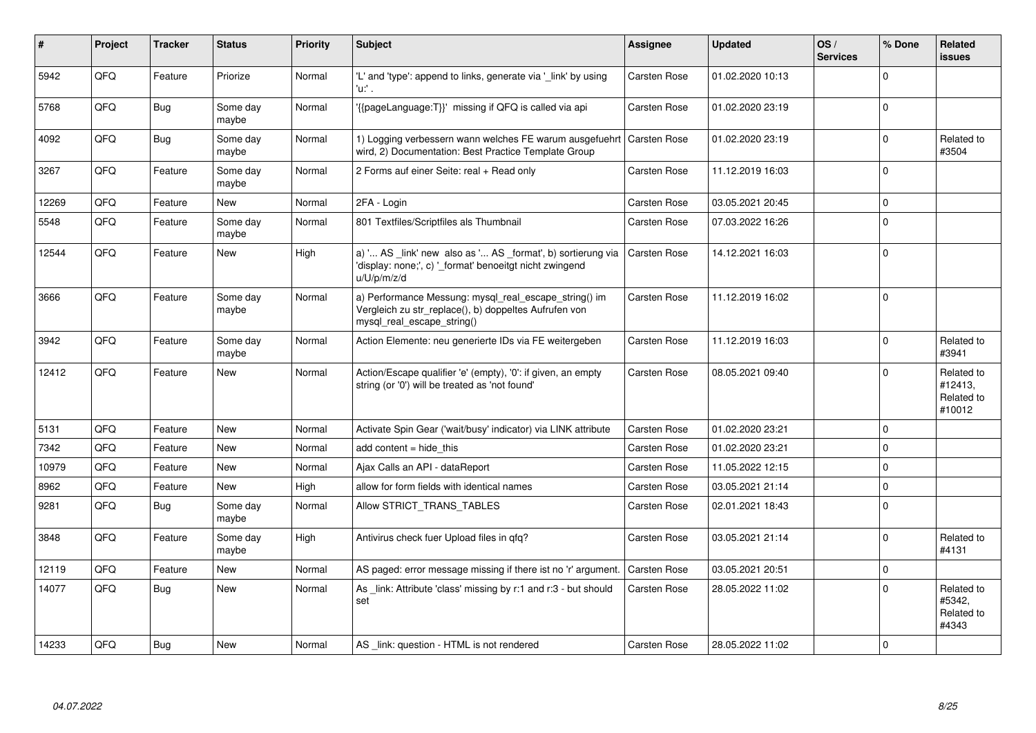| # | Project | Tracker | Status | Priority | Subject | Assignee | Updated | OS / Services | % Done | Related issues |
|---|---|---|---|---|---|---|---|---|---|---|
| 5942 | QFQ | Feature | Priorize | Normal | 'L' and 'type': append to links, generate via '_link' by using 'u:' . | Carsten Rose | 01.02.2020 10:13 | | 0 | |
| 5768 | QFQ | Bug | Some day maybe | Normal | '{{pageLanguage:T}}' missing if QFQ is called via api | Carsten Rose | 01.02.2020 23:19 | | 0 | |
| 4092 | QFQ | Bug | Some day maybe | Normal | 1) Logging verbessern wann welches FE warum ausgefuehrt wird, 2) Documentation: Best Practice Template Group | Carsten Rose | 01.02.2020 23:19 | | 0 | Related to #3504 |
| 3267 | QFQ | Feature | Some day maybe | Normal | 2 Forms auf einer Seite: real + Read only | Carsten Rose | 11.12.2019 16:03 | | 0 | |
| 12269 | QFQ | Feature | New | Normal | 2FA - Login | Carsten Rose | 03.05.2021 20:45 | | 0 | |
| 5548 | QFQ | Feature | Some day maybe | Normal | 801 Textfiles/Scriptfiles als Thumbnail | Carsten Rose | 07.03.2022 16:26 | | 0 | |
| 12544 | QFQ | Feature | New | High | a) '... AS _link' new also as '... AS _format', b) sortierung via 'display: none;', c) '_format' benoeitgt nicht zwingend u/U/p/m/z/d | Carsten Rose | 14.12.2021 16:03 | | 0 | |
| 3666 | QFQ | Feature | Some day maybe | Normal | a) Performance Messung: mysql_real_escape_string() im Vergleich zu str_replace(), b) doppeltes Aufrufen von mysql_real_escape_string() | Carsten Rose | 11.12.2019 16:02 | | 0 | |
| 3942 | QFQ | Feature | Some day maybe | Normal | Action Elemente: neu generierte IDs via FE weitergeben | Carsten Rose | 11.12.2019 16:03 | | 0 | Related to #3941 |
| 12412 | QFQ | Feature | New | Normal | Action/Escape qualifier 'e' (empty), '0': if given, an empty string (or '0') will be treated as 'not found' | Carsten Rose | 08.05.2021 09:40 | | 0 | Related to #12413, Related to #10012 |
| 5131 | QFQ | Feature | New | Normal | Activate Spin Gear ('wait/busy' indicator) via LINK attribute | Carsten Rose | 01.02.2020 23:21 | | 0 | |
| 7342 | QFQ | Feature | New | Normal | add content = hide_this | Carsten Rose | 01.02.2020 23:21 | | 0 | |
| 10979 | QFQ | Feature | New | Normal | Ajax Calls an API - dataReport | Carsten Rose | 11.05.2022 12:15 | | 0 | |
| 8962 | QFQ | Feature | New | High | allow for form fields with identical names | Carsten Rose | 03.05.2021 21:14 | | 0 | |
| 9281 | QFQ | Bug | Some day maybe | Normal | Allow STRICT_TRANS_TABLES | Carsten Rose | 02.01.2021 18:43 | | 0 | |
| 3848 | QFQ | Feature | Some day maybe | High | Antivirus check fuer Upload files in qfq? | Carsten Rose | 03.05.2021 21:14 | | 0 | Related to #4131 |
| 12119 | QFQ | Feature | New | Normal | AS paged: error message missing if there ist no 'r' argument. | Carsten Rose | 03.05.2021 20:51 | | 0 | |
| 14077 | QFQ | Bug | New | Normal | As _link: Attribute 'class' missing by r:1 and r:3 - but should set | Carsten Rose | 28.05.2022 11:02 | | 0 | Related to #5342, Related to #4343 |
| 14233 | QFQ | Bug | New | Normal | AS _link: question - HTML is not rendered | Carsten Rose | 28.05.2022 11:02 | | 0 | |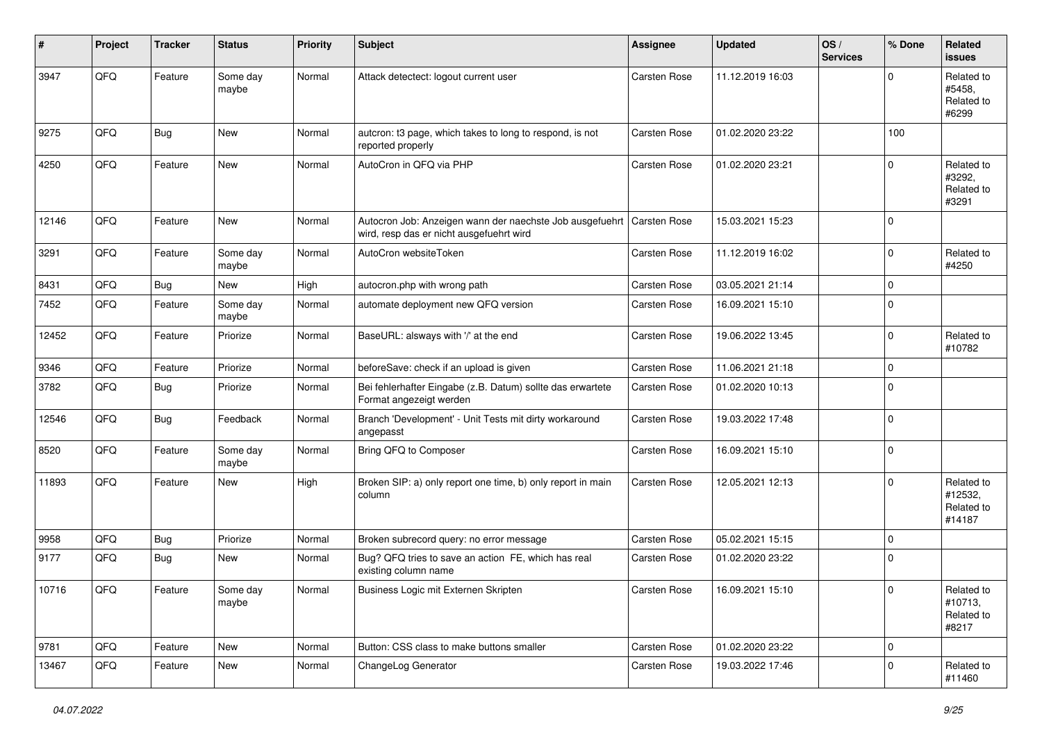| # | Project | Tracker | Status | Priority | Subject | Assignee | Updated | OS / Services | % Done | Related issues |
|---|---|---|---|---|---|---|---|---|---|---|
| 3947 | QFQ | Feature | Some day maybe | Normal | Attack detectect: logout current user | Carsten Rose | 11.12.2019 16:03 | | 0 | Related to #5458, Related to #6299 |
| 9275 | QFQ | Bug | New | Normal | autcron: t3 page, which takes to long to respond, is not reported properly | Carsten Rose | 01.02.2020 23:22 | | 100 | |
| 4250 | QFQ | Feature | New | Normal | AutoCron in QFQ via PHP | Carsten Rose | 01.02.2020 23:21 | | 0 | Related to #3292, Related to #3291 |
| 12146 | QFQ | Feature | New | Normal | Autocron Job: Anzeigen wann der naechste Job ausgefuehrt wird, resp das er nicht ausgefuehrt wird | Carsten Rose | 15.03.2021 15:23 | | 0 | |
| 3291 | QFQ | Feature | Some day maybe | Normal | AutoCron websiteToken | Carsten Rose | 11.12.2019 16:02 | | 0 | Related to #4250 |
| 8431 | QFQ | Bug | New | High | autocron.php with wrong path | Carsten Rose | 03.05.2021 21:14 | | 0 | |
| 7452 | QFQ | Feature | Some day maybe | Normal | automate deployment new QFQ version | Carsten Rose | 16.09.2021 15:10 | | 0 | |
| 12452 | QFQ | Feature | Priorize | Normal | BaseURL: alsways with '/' at the end | Carsten Rose | 19.06.2022 13:45 | | 0 | Related to #10782 |
| 9346 | QFQ | Feature | Priorize | Normal | beforeSave: check if an upload is given | Carsten Rose | 11.06.2021 21:18 | | 0 | |
| 3782 | QFQ | Bug | Priorize | Normal | Bei fehlerhafter Eingabe (z.B. Datum) sollte das erwartete Format angezeigt werden | Carsten Rose | 01.02.2020 10:13 | | 0 | |
| 12546 | QFQ | Bug | Feedback | Normal | Branch 'Development' - Unit Tests mit dirty workaround angepasst | Carsten Rose | 19.03.2022 17:48 | | 0 | |
| 8520 | QFQ | Feature | Some day maybe | Normal | Bring QFQ to Composer | Carsten Rose | 16.09.2021 15:10 | | 0 | |
| 11893 | QFQ | Feature | New | High | Broken SIP: a) only report one time, b) only report in main column | Carsten Rose | 12.05.2021 12:13 | | 0 | Related to #12532, Related to #14187 |
| 9958 | QFQ | Bug | Priorize | Normal | Broken subrecord query: no error message | Carsten Rose | 05.02.2021 15:15 | | 0 | |
| 9177 | QFQ | Bug | New | Normal | Bug? QFQ tries to save an action FE, which has real existing column name | Carsten Rose | 01.02.2020 23:22 | | 0 | |
| 10716 | QFQ | Feature | Some day maybe | Normal | Business Logic mit Externen Skripten | Carsten Rose | 16.09.2021 15:10 | | 0 | Related to #10713, Related to #8217 |
| 9781 | QFQ | Feature | New | Normal | Button: CSS class to make buttons smaller | Carsten Rose | 01.02.2020 23:22 | | 0 | |
| 13467 | QFQ | Feature | New | Normal | ChangeLog Generator | Carsten Rose | 19.03.2022 17:46 | | 0 | Related to #11460 |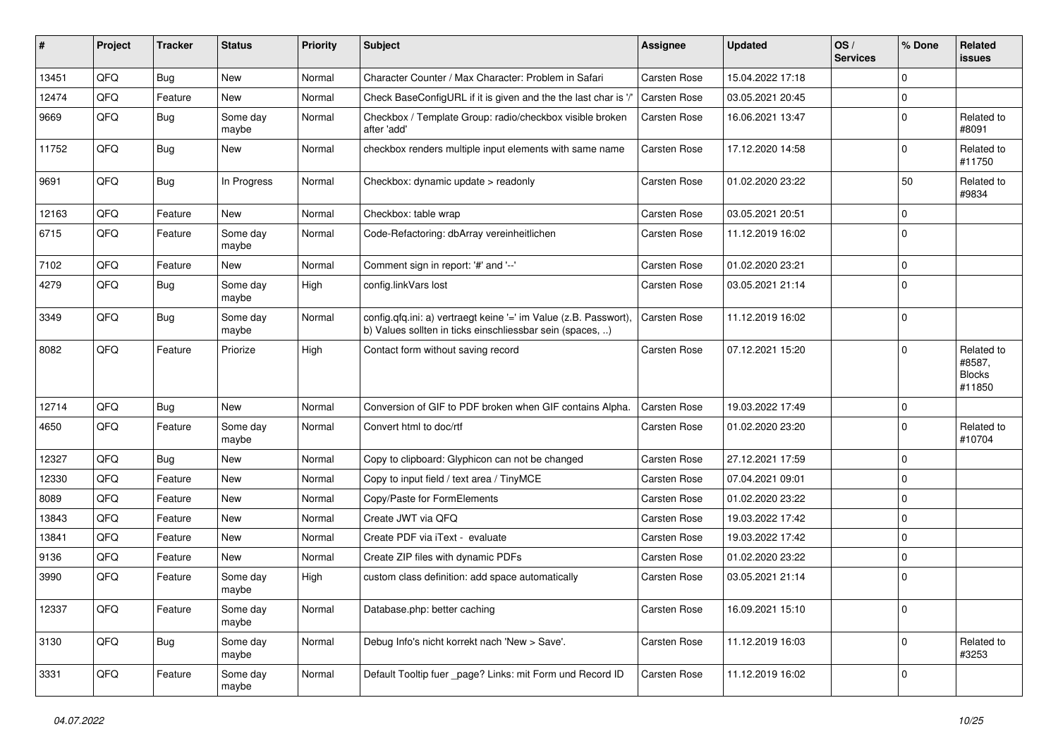| # | Project | Tracker | Status | Priority | Subject | Assignee | Updated | OS / Services | % Done | Related issues |
|---|---|---|---|---|---|---|---|---|---|---|
| 13451 | QFQ | Bug | New | Normal | Character Counter / Max Character: Problem in Safari | Carsten Rose | 15.04.2022 17:18 | | 0 | |
| 12474 | QFQ | Feature | New | Normal | Check BaseConfigURL if it is given and the the last char is '/' | Carsten Rose | 03.05.2021 20:45 | | 0 | |
| 9669 | QFQ | Bug | Some day maybe | Normal | Checkbox / Template Group: radio/checkbox visible broken after 'add' | Carsten Rose | 16.06.2021 13:47 | | 0 | Related to #8091 |
| 11752 | QFQ | Bug | New | Normal | checkbox renders multiple input elements with same name | Carsten Rose | 17.12.2020 14:58 | | 0 | Related to #11750 |
| 9691 | QFQ | Bug | In Progress | Normal | Checkbox: dynamic update > readonly | Carsten Rose | 01.02.2020 23:22 | | 50 | Related to #9834 |
| 12163 | QFQ | Feature | New | Normal | Checkbox: table wrap | Carsten Rose | 03.05.2021 20:51 | | 0 | |
| 6715 | QFQ | Feature | Some day maybe | Normal | Code-Refactoring: dbArray vereinheitlichen | Carsten Rose | 11.12.2019 16:02 | | 0 | |
| 7102 | QFQ | Feature | New | Normal | Comment sign in report: '#' and '--' | Carsten Rose | 01.02.2020 23:21 | | 0 | |
| 4279 | QFQ | Bug | Some day maybe | High | config.linkVars lost | Carsten Rose | 03.05.2021 21:14 | | 0 | |
| 3349 | QFQ | Bug | Some day maybe | Normal | config.qfq.ini: a) vertraegt keine '=' im Value (z.B. Passwort), b) Values sollten in ticks einschliessbar sein (spaces, ..) | Carsten Rose | 11.12.2019 16:02 | | 0 | |
| 8082 | QFQ | Feature | Priorize | High | Contact form without saving record | Carsten Rose | 07.12.2021 15:20 | | 0 | Related to #8587, Blocks #11850 |
| 12714 | QFQ | Bug | New | Normal | Conversion of GIF to PDF broken when GIF contains Alpha. | Carsten Rose | 19.03.2022 17:49 | | 0 | |
| 4650 | QFQ | Feature | Some day maybe | Normal | Convert html to doc/rtf | Carsten Rose | 01.02.2020 23:20 | | 0 | Related to #10704 |
| 12327 | QFQ | Bug | New | Normal | Copy to clipboard: Glyphicon can not be changed | Carsten Rose | 27.12.2021 17:59 | | 0 | |
| 12330 | QFQ | Feature | New | Normal | Copy to input field / text area / TinyMCE | Carsten Rose | 07.04.2021 09:01 | | 0 | |
| 8089 | QFQ | Feature | New | Normal | Copy/Paste for FormElements | Carsten Rose | 01.02.2020 23:22 | | 0 | |
| 13843 | QFQ | Feature | New | Normal | Create JWT via QFQ | Carsten Rose | 19.03.2022 17:42 | | 0 | |
| 13841 | QFQ | Feature | New | Normal | Create PDF via iText - evaluate | Carsten Rose | 19.03.2022 17:42 | | 0 | |
| 9136 | QFQ | Feature | New | Normal | Create ZIP files with dynamic PDFs | Carsten Rose | 01.02.2020 23:22 | | 0 | |
| 3990 | QFQ | Feature | Some day maybe | High | custom class definition: add space automatically | Carsten Rose | 03.05.2021 21:14 | | 0 | |
| 12337 | QFQ | Feature | Some day maybe | Normal | Database.php: better caching | Carsten Rose | 16.09.2021 15:10 | | 0 | |
| 3130 | QFQ | Bug | Some day maybe | Normal | Debug Info's nicht korrekt nach 'New > Save'. | Carsten Rose | 11.12.2019 16:03 | | 0 | Related to #3253 |
| 3331 | QFQ | Feature | Some day maybe | Normal | Default Tooltip fuer _page? Links: mit Form und Record ID | Carsten Rose | 11.12.2019 16:02 | | 0 | |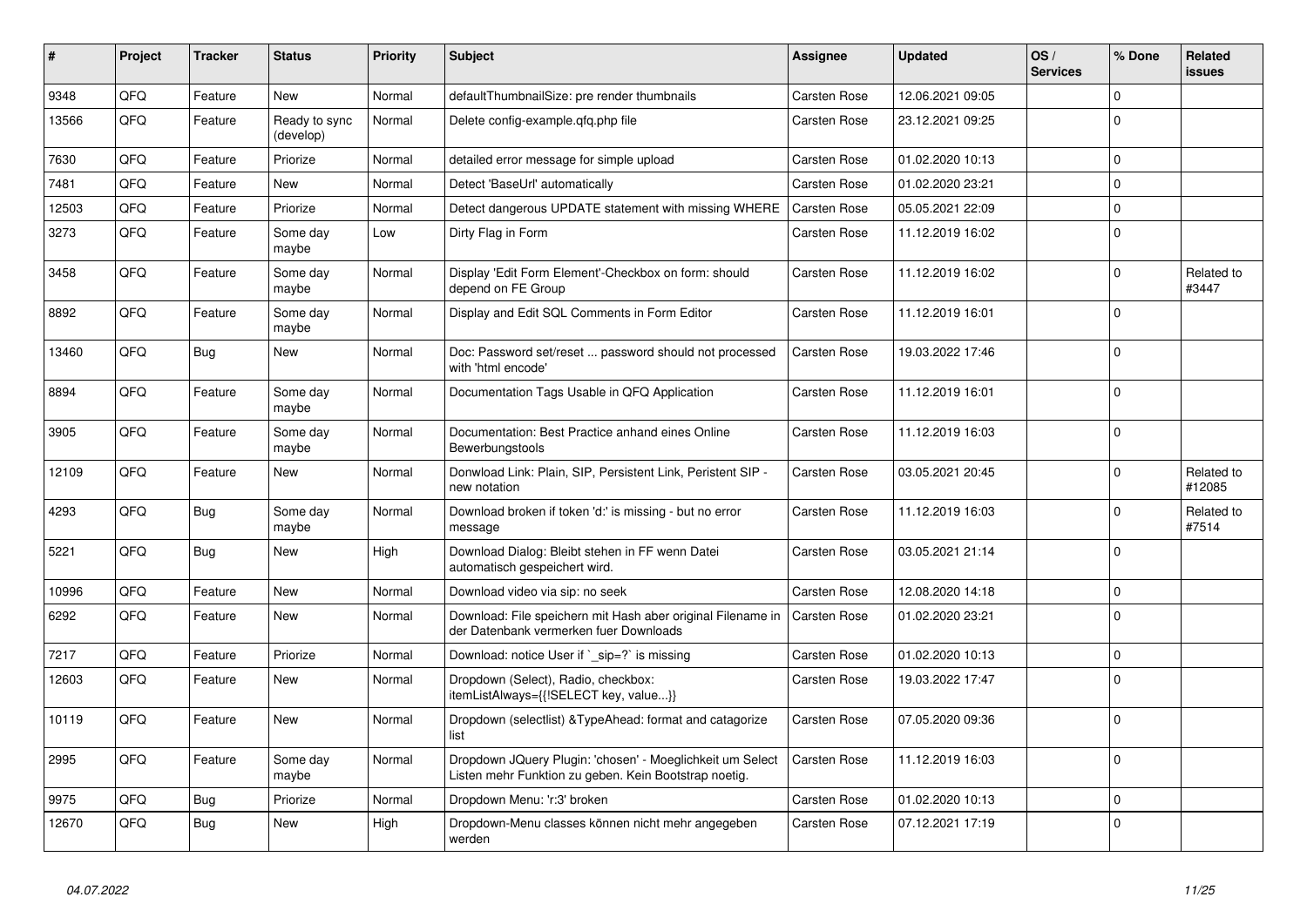| # | Project | Tracker | Status | Priority | Subject | Assignee | Updated | OS / Services | % Done | Related issues |
|---|---|---|---|---|---|---|---|---|---|---|
| 9348 | QFQ | Feature | New | Normal | defaultThumbnailSize: pre render thumbnails | Carsten Rose | 12.06.2021 09:05 | | 0 | |
| 13566 | QFQ | Feature | Ready to sync (develop) | Normal | Delete config-example.qfq.php file | Carsten Rose | 23.12.2021 09:25 | | 0 | |
| 7630 | QFQ | Feature | Priorize | Normal | detailed error message for simple upload | Carsten Rose | 01.02.2020 10:13 | | 0 | |
| 7481 | QFQ | Feature | New | Normal | Detect 'BaseUrl' automatically | Carsten Rose | 01.02.2020 23:21 | | 0 | |
| 12503 | QFQ | Feature | Priorize | Normal | Detect dangerous UPDATE statement with missing WHERE | Carsten Rose | 05.05.2021 22:09 | | 0 | |
| 3273 | QFQ | Feature | Some day maybe | Low | Dirty Flag in Form | Carsten Rose | 11.12.2019 16:02 | | 0 | |
| 3458 | QFQ | Feature | Some day maybe | Normal | Display 'Edit Form Element'-Checkbox on form: should depend on FE Group | Carsten Rose | 11.12.2019 16:02 | | 0 | Related to #3447 |
| 8892 | QFQ | Feature | Some day maybe | Normal | Display and Edit SQL Comments in Form Editor | Carsten Rose | 11.12.2019 16:01 | | 0 | |
| 13460 | QFQ | Bug | New | Normal | Doc: Password set/reset ... password should not processed with 'html encode' | Carsten Rose | 19.03.2022 17:46 | | 0 | |
| 8894 | QFQ | Feature | Some day maybe | Normal | Documentation Tags Usable in QFQ Application | Carsten Rose | 11.12.2019 16:01 | | 0 | |
| 3905 | QFQ | Feature | Some day maybe | Normal | Documentation: Best Practice anhand eines Online Bewerbungstools | Carsten Rose | 11.12.2019 16:03 | | 0 | |
| 12109 | QFQ | Feature | New | Normal | Donwload Link: Plain, SIP, Persistent Link, Peristent SIP - new notation | Carsten Rose | 03.05.2021 20:45 | | 0 | Related to #12085 |
| 4293 | QFQ | Bug | Some day maybe | Normal | Download broken if token 'd:' is missing - but no error message | Carsten Rose | 11.12.2019 16:03 | | 0 | Related to #7514 |
| 5221 | QFQ | Bug | New | High | Download Dialog: Bleibt stehen in FF wenn Datei automatisch gespeichert wird. | Carsten Rose | 03.05.2021 21:14 | | 0 | |
| 10996 | QFQ | Feature | New | Normal | Download video via sip: no seek | Carsten Rose | 12.08.2020 14:18 | | 0 | |
| 6292 | QFQ | Feature | New | Normal | Download: File speichern mit Hash aber original Filename in der Datenbank vermerken fuer Downloads | Carsten Rose | 01.02.2020 23:21 | | 0 | |
| 7217 | QFQ | Feature | Priorize | Normal | Download: notice User if `_sip=?` is missing | Carsten Rose | 01.02.2020 10:13 | | 0 | |
| 12603 | QFQ | Feature | New | Normal | Dropdown (Select), Radio, checkbox: itemListAlways={{!SELECT key, value...}} | Carsten Rose | 19.03.2022 17:47 | | 0 | |
| 10119 | QFQ | Feature | New | Normal | Dropdown (selectlist) &TypeAhead: format and catagorize list | Carsten Rose | 07.05.2020 09:36 | | 0 | |
| 2995 | QFQ | Feature | Some day maybe | Normal | Dropdown JQuery Plugin: 'chosen' - Moeglichkeit um Select Listen mehr Funktion zu geben. Kein Bootstrap noetig. | Carsten Rose | 11.12.2019 16:03 | | 0 | |
| 9975 | QFQ | Bug | Priorize | Normal | Dropdown Menu: 'r:3' broken | Carsten Rose | 01.02.2020 10:13 | | 0 | |
| 12670 | QFQ | Bug | New | High | Dropdown-Menu classes können nicht mehr angegeben werden | Carsten Rose | 07.12.2021 17:19 | | 0 | |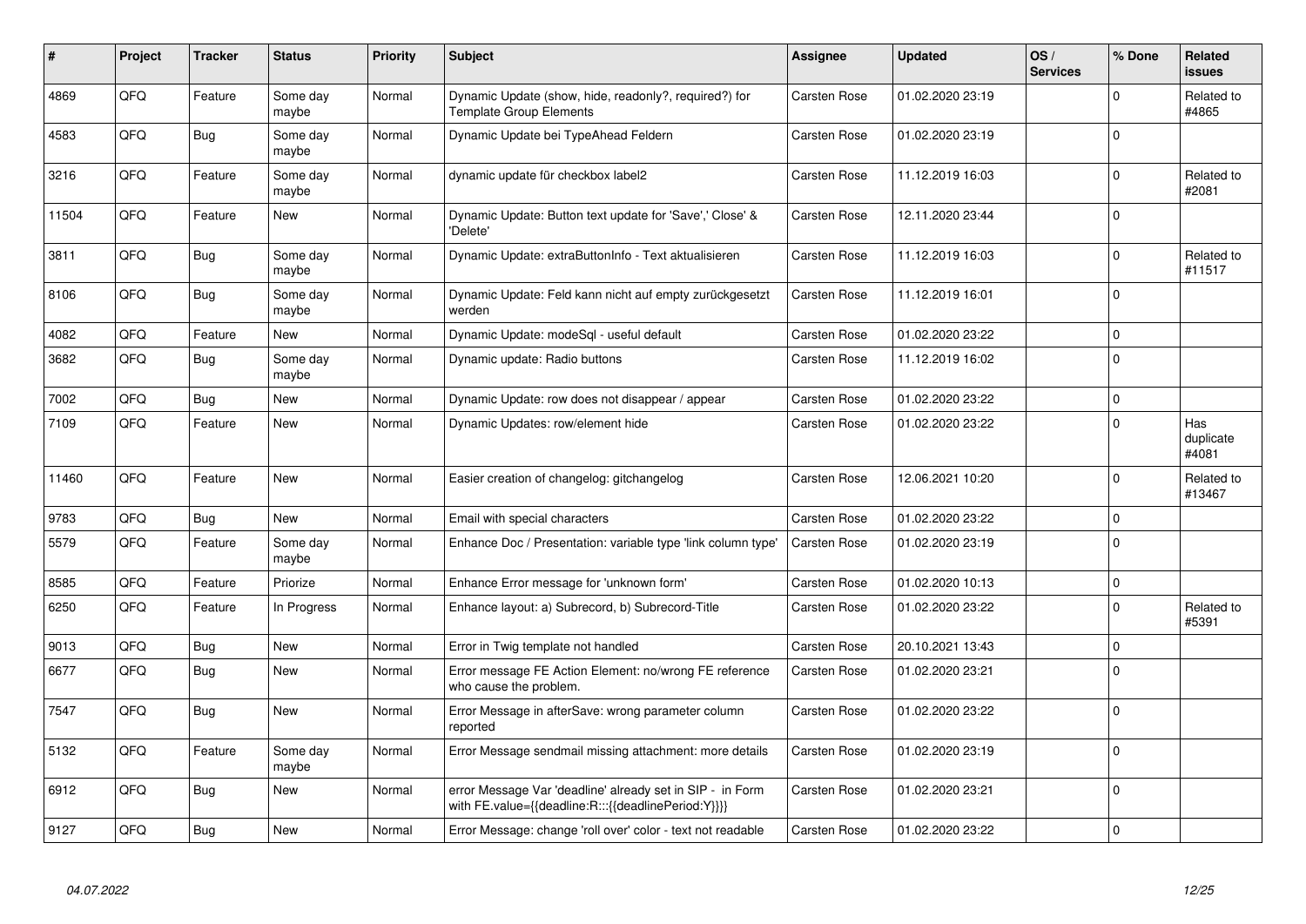| # | Project | Tracker | Status | Priority | Subject | Assignee | Updated | OS / Services | % Done | Related issues |
|---|---|---|---|---|---|---|---|---|---|---|
| 4869 | QFQ | Feature | Some day maybe | Normal | Dynamic Update (show, hide, readonly?, required?) for Template Group Elements | Carsten Rose | 01.02.2020 23:19 | | 0 | Related to #4865 |
| 4583 | QFQ | Bug | Some day maybe | Normal | Dynamic Update bei TypeAhead Feldern | Carsten Rose | 01.02.2020 23:19 | | 0 | |
| 3216 | QFQ | Feature | Some day maybe | Normal | dynamic update für checkbox label2 | Carsten Rose | 11.12.2019 16:03 | | 0 | Related to #2081 |
| 11504 | QFQ | Feature | New | Normal | Dynamic Update: Button text update for 'Save',' Close' & 'Delete' | Carsten Rose | 12.11.2020 23:44 | | 0 | |
| 3811 | QFQ | Bug | Some day maybe | Normal | Dynamic Update: extraButtonInfo - Text aktualisieren | Carsten Rose | 11.12.2019 16:03 | | 0 | Related to #11517 |
| 8106 | QFQ | Bug | Some day maybe | Normal | Dynamic Update: Feld kann nicht auf empty zurückgesetzt werden | Carsten Rose | 11.12.2019 16:01 | | 0 | |
| 4082 | QFQ | Feature | New | Normal | Dynamic Update: modeSql - useful default | Carsten Rose | 01.02.2020 23:22 | | 0 | |
| 3682 | QFQ | Bug | Some day maybe | Normal | Dynamic update: Radio buttons | Carsten Rose | 11.12.2019 16:02 | | 0 | |
| 7002 | QFQ | Bug | New | Normal | Dynamic Update: row does not disappear / appear | Carsten Rose | 01.02.2020 23:22 | | 0 | |
| 7109 | QFQ | Feature | New | Normal | Dynamic Updates: row/element hide | Carsten Rose | 01.02.2020 23:22 | | 0 | Has duplicate #4081 |
| 11460 | QFQ | Feature | New | Normal | Easier creation of changelog: gitchangelog | Carsten Rose | 12.06.2021 10:20 | | 0 | Related to #13467 |
| 9783 | QFQ | Bug | New | Normal | Email with special characters | Carsten Rose | 01.02.2020 23:22 | | 0 | |
| 5579 | QFQ | Feature | Some day maybe | Normal | Enhance Doc / Presentation: variable type 'link column type' | Carsten Rose | 01.02.2020 23:19 | | 0 | |
| 8585 | QFQ | Feature | Priorize | Normal | Enhance Error message for 'unknown form' | Carsten Rose | 01.02.2020 10:13 | | 0 | |
| 6250 | QFQ | Feature | In Progress | Normal | Enhance layout: a) Subrecord, b) Subrecord-Title | Carsten Rose | 01.02.2020 23:22 | | 0 | Related to #5391 |
| 9013 | QFQ | Bug | New | Normal | Error in Twig template not handled | Carsten Rose | 20.10.2021 13:43 | | 0 | |
| 6677 | QFQ | Bug | New | Normal | Error message FE Action Element: no/wrong FE reference who cause the problem. | Carsten Rose | 01.02.2020 23:21 | | 0 | |
| 7547 | QFQ | Bug | New | Normal | Error Message in afterSave: wrong parameter column reported | Carsten Rose | 01.02.2020 23:22 | | 0 | |
| 5132 | QFQ | Feature | Some day maybe | Normal | Error Message sendmail missing attachment: more details | Carsten Rose | 01.02.2020 23:19 | | 0 | |
| 6912 | QFQ | Bug | New | Normal | error Message Var 'deadline' already set in SIP - in Form with FE.value={{deadline:R:::{{deadlinePeriod:Y}}}} | Carsten Rose | 01.02.2020 23:21 | | 0 | |
| 9127 | QFQ | Bug | New | Normal | Error Message: change 'roll over' color - text not readable | Carsten Rose | 01.02.2020 23:22 | | 0 | |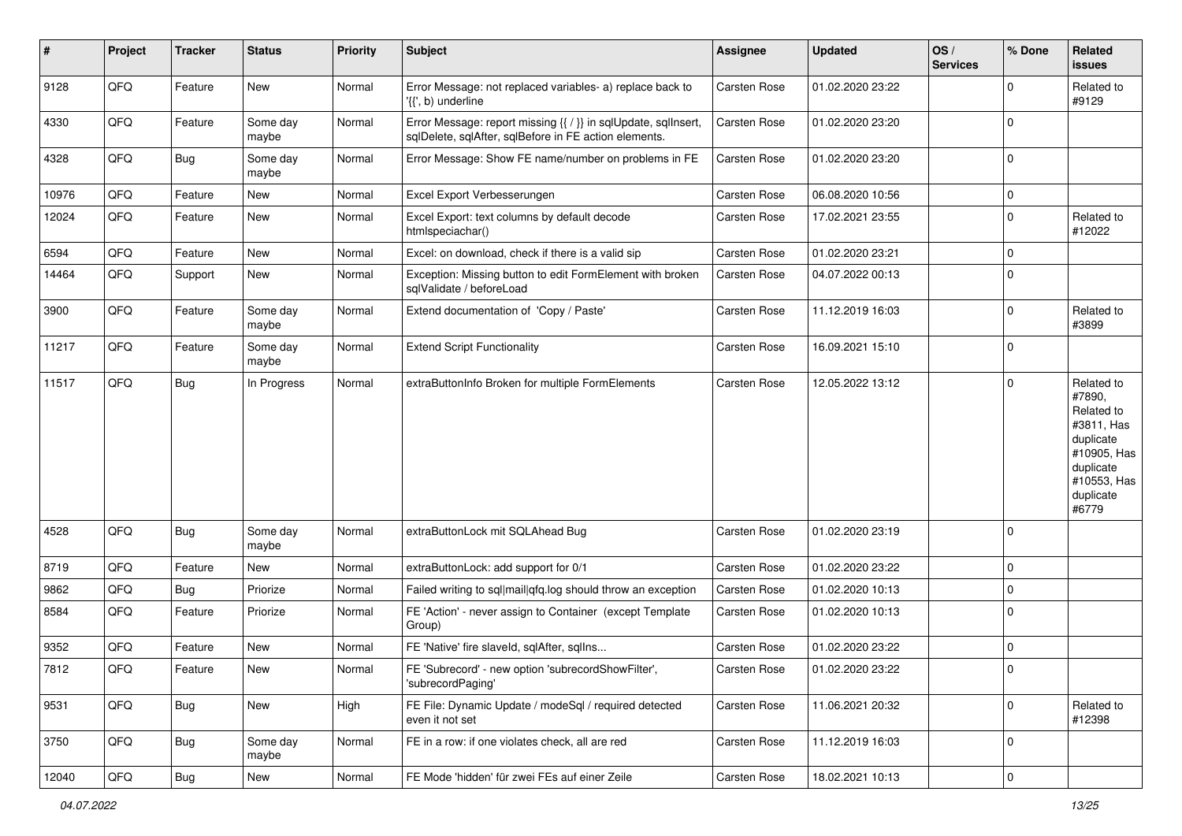| # | Project | Tracker | Status | Priority | Subject | Assignee | Updated | OS / Services | % Done | Related issues |
|---|---|---|---|---|---|---|---|---|---|---|
| 9128 | QFQ | Feature | New | Normal | Error Message: not replaced variables- a) replace back to '{{', b) underline | Carsten Rose | 01.02.2020 23:22 | | 0 | Related to #9129 |
| 4330 | QFQ | Feature | Some day maybe | Normal | Error Message: report missing {{ / }} in sqlUpdate, sqlInsert, sqlDelete, sqlAfter, sqlBefore in FE action elements. | Carsten Rose | 01.02.2020 23:20 | | 0 | |
| 4328 | QFQ | Bug | Some day maybe | Normal | Error Message: Show FE name/number on problems in FE | Carsten Rose | 01.02.2020 23:20 | | 0 | |
| 10976 | QFQ | Feature | New | Normal | Excel Export Verbesserungen | Carsten Rose | 06.08.2020 10:56 | | 0 | |
| 12024 | QFQ | Feature | New | Normal | Excel Export: text columns by default decode htmlspeciachar() | Carsten Rose | 17.02.2021 23:55 | | 0 | Related to #12022 |
| 6594 | QFQ | Feature | New | Normal | Excel: on download, check if there is a valid sip | Carsten Rose | 01.02.2020 23:21 | | 0 | |
| 14464 | QFQ | Support | New | Normal | Exception: Missing button to edit FormElement with broken sqlValidate / beforeLoad | Carsten Rose | 04.07.2022 00:13 | | 0 | |
| 3900 | QFQ | Feature | Some day maybe | Normal | Extend documentation of 'Copy / Paste' | Carsten Rose | 11.12.2019 16:03 | | 0 | Related to #3899 |
| 11217 | QFQ | Feature | Some day maybe | Normal | Extend Script Functionality | Carsten Rose | 16.09.2021 15:10 | | 0 | |
| 11517 | QFQ | Bug | In Progress | Normal | extraButtonInfo Broken for multiple FormElements | Carsten Rose | 12.05.2022 13:12 | | 0 | Related to #7890, Related to #3811, Has duplicate #10905, Has duplicate #10553, Has duplicate #6779 |
| 4528 | QFQ | Bug | Some day maybe | Normal | extraButtonLock mit SQLAhead Bug | Carsten Rose | 01.02.2020 23:19 | | 0 | |
| 8719 | QFQ | Feature | New | Normal | extraButtonLock: add support for 0/1 | Carsten Rose | 01.02.2020 23:22 | | 0 | |
| 9862 | QFQ | Bug | Priorize | Normal | Failed writing to sql\|mail\|qfq.log should throw an exception | Carsten Rose | 01.02.2020 10:13 | | 0 | |
| 8584 | QFQ | Feature | Priorize | Normal | FE 'Action' - never assign to Container (except Template Group) | Carsten Rose | 01.02.2020 10:13 | | 0 | |
| 9352 | QFQ | Feature | New | Normal | FE 'Native' fire slaveId, sqlAfter, sqlIns... | Carsten Rose | 01.02.2020 23:22 | | 0 | |
| 7812 | QFQ | Feature | New | Normal | FE 'Subrecord' - new option 'subrecordShowFilter', 'subrecordPaging' | Carsten Rose | 01.02.2020 23:22 | | 0 | |
| 9531 | QFQ | Bug | New | High | FE File: Dynamic Update / modeSql / required detected even it not set | Carsten Rose | 11.06.2021 20:32 | | 0 | Related to #12398 |
| 3750 | QFQ | Bug | Some day maybe | Normal | FE in a row: if one violates check, all are red | Carsten Rose | 11.12.2019 16:03 | | 0 | |
| 12040 | QFQ | Bug | New | Normal | FE Mode 'hidden' für zwei FEs auf einer Zeile | Carsten Rose | 18.02.2021 10:13 | | 0 | |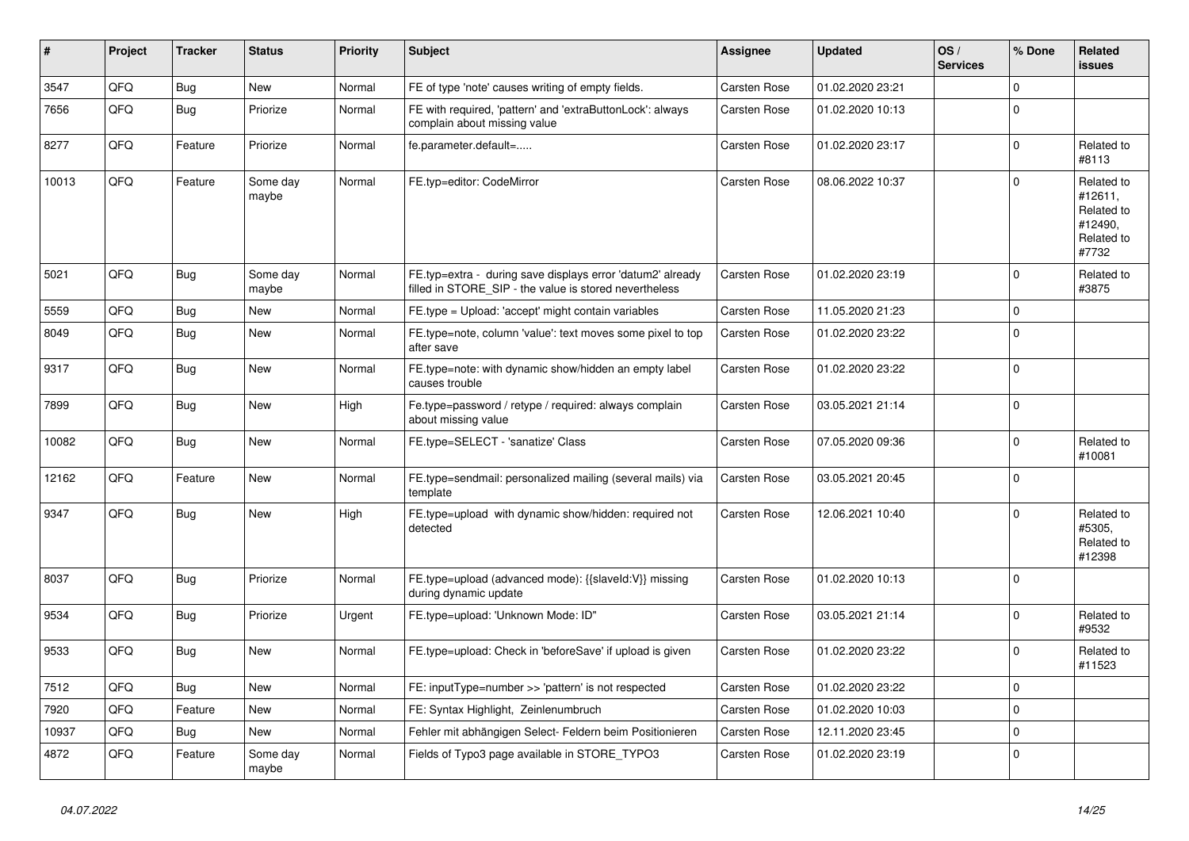| # | Project | Tracker | Status | Priority | Subject | Assignee | Updated | OS / Services | % Done | Related issues |
|---|---|---|---|---|---|---|---|---|---|---|
| 3547 | QFQ | Bug | New | Normal | FE of type 'note' causes writing of empty fields. | Carsten Rose | 01.02.2020 23:21 | | 0 | |
| 7656 | QFQ | Bug | Priorize | Normal | FE with required, 'pattern' and 'extraButtonLock': always complain about missing value | Carsten Rose | 01.02.2020 10:13 | | 0 | |
| 8277 | QFQ | Feature | Priorize | Normal | fe.parameter.default=..... | Carsten Rose | 01.02.2020 23:17 | | 0 | Related to #8113 |
| 10013 | QFQ | Feature | Some day maybe | Normal | FE.typ=editor: CodeMirror | Carsten Rose | 08.06.2022 10:37 | | 0 | Related to #12611, Related to #12490, Related to #7732 |
| 5021 | QFQ | Bug | Some day maybe | Normal | FE.typ=extra - during save displays error 'datum2' already filled in STORE_SIP - the value is stored nevertheless | Carsten Rose | 01.02.2020 23:19 | | 0 | Related to #3875 |
| 5559 | QFQ | Bug | New | Normal | FE.type = Upload: 'accept' might contain variables | Carsten Rose | 11.05.2020 21:23 | | 0 | |
| 8049 | QFQ | Bug | New | Normal | FE.type=note, column 'value': text moves some pixel to top after save | Carsten Rose | 01.02.2020 23:22 | | 0 | |
| 9317 | QFQ | Bug | New | Normal | FE.type=note: with dynamic show/hidden an empty label causes trouble | Carsten Rose | 01.02.2020 23:22 | | 0 | |
| 7899 | QFQ | Bug | New | High | Fe.type=password / retype / required: always complain about missing value | Carsten Rose | 03.05.2021 21:14 | | 0 | |
| 10082 | QFQ | Bug | New | Normal | FE.type=SELECT - 'sanatize' Class | Carsten Rose | 07.05.2020 09:36 | | 0 | Related to #10081 |
| 12162 | QFQ | Feature | New | Normal | FE.type=sendmail: personalized mailing (several mails) via template | Carsten Rose | 03.05.2021 20:45 | | 0 | |
| 9347 | QFQ | Bug | New | High | FE.type=upload with dynamic show/hidden: required not detected | Carsten Rose | 12.06.2021 10:40 | | 0 | Related to #5305, Related to #12398 |
| 8037 | QFQ | Bug | Priorize | Normal | FE.type=upload (advanced mode): {{slaveId:V}} missing during dynamic update | Carsten Rose | 01.02.2020 10:13 | | 0 | |
| 9534 | QFQ | Bug | Priorize | Urgent | FE.type=upload: 'Unknown Mode: ID" | Carsten Rose | 03.05.2021 21:14 | | 0 | Related to #9532 |
| 9533 | QFQ | Bug | New | Normal | FE.type=upload: Check in 'beforeSave' if upload is given | Carsten Rose | 01.02.2020 23:22 | | 0 | Related to #11523 |
| 7512 | QFQ | Bug | New | Normal | FE: inputType=number >> 'pattern' is not respected | Carsten Rose | 01.02.2020 23:22 | | 0 | |
| 7920 | QFQ | Feature | New | Normal | FE: Syntax Highlight, Zeinlenumbruch | Carsten Rose | 01.02.2020 10:03 | | 0 | |
| 10937 | QFQ | Bug | New | Normal | Fehler mit abhängigen Select- Feldern beim Positionieren | Carsten Rose | 12.11.2020 23:45 | | 0 | |
| 4872 | QFQ | Feature | Some day maybe | Normal | Fields of Typo3 page available in STORE_TYPO3 | Carsten Rose | 01.02.2020 23:19 | | 0 | |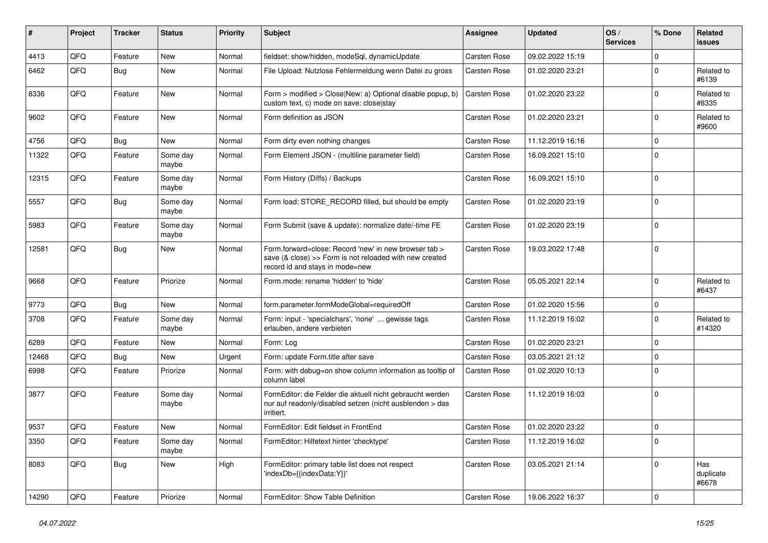| # | Project | Tracker | Status | Priority | Subject | Assignee | Updated | OS / Services | % Done | Related issues |
|---|---|---|---|---|---|---|---|---|---|---|
| 4413 | QFQ | Feature | New | Normal | fieldset: show/hidden, modeSql, dynamicUpdate | Carsten Rose | 09.02.2022 15:19 | | 0 | |
| 6462 | QFQ | Bug | New | Normal | File Upload: Nutzlose Fehlermeldung wenn Datei zu gross | Carsten Rose | 01.02.2020 23:21 | | 0 | Related to #6139 |
| 8336 | QFQ | Feature | New | Normal | Form > modified > Close\|New: a) Optional disable popup, b) custom text, c) mode on save: close\|stay | Carsten Rose | 01.02.2020 23:22 | | 0 | Related to #8335 |
| 9602 | QFQ | Feature | New | Normal | Form definition as JSON | Carsten Rose | 01.02.2020 23:21 | | 0 | Related to #9600 |
| 4756 | QFQ | Bug | New | Normal | Form dirty even nothing changes | Carsten Rose | 11.12.2019 16:16 | | 0 | |
| 11322 | QFQ | Feature | Some day maybe | Normal | Form Element JSON - (multiline parameter field) | Carsten Rose | 16.09.2021 15:10 | | 0 | |
| 12315 | QFQ | Feature | Some day maybe | Normal | Form History (Diffs) / Backups | Carsten Rose | 16.09.2021 15:10 | | 0 | |
| 5557 | QFQ | Bug | Some day maybe | Normal | Form load: STORE_RECORD filled, but should be empty | Carsten Rose | 01.02.2020 23:19 | | 0 | |
| 5983 | QFQ | Feature | Some day maybe | Normal | Form Submit (save & update): normalize date/-time FE | Carsten Rose | 01.02.2020 23:19 | | 0 | |
| 12581 | QFQ | Bug | New | Normal | Form.forward=close: Record 'new' in new browser tab > save (& close) >> Form is not reloaded with new created record id and stays in mode=new | Carsten Rose | 19.03.2022 17:48 | | 0 | |
| 9668 | QFQ | Feature | Priorize | Normal | Form.mode: rename 'hidden' to 'hide' | Carsten Rose | 05.05.2021 22:14 | | 0 | Related to #6437 |
| 9773 | QFQ | Bug | New | Normal | form.parameter.formModeGlobal=requiredOff | Carsten Rose | 01.02.2020 15:56 | | 0 | |
| 3708 | QFQ | Feature | Some day maybe | Normal | Form: input - 'specialchars', 'none' ... gewisse tags erlauben, andere verbieten | Carsten Rose | 11.12.2019 16:02 | | 0 | Related to #14320 |
| 6289 | QFQ | Feature | New | Normal | Form: Log | Carsten Rose | 01.02.2020 23:21 | | 0 | |
| 12468 | QFQ | Bug | New | Urgent | Form: update Form.title after save | Carsten Rose | 03.05.2021 21:12 | | 0 | |
| 6998 | QFQ | Feature | Priorize | Normal | Form: with debug=on show column information as tooltip of column label | Carsten Rose | 01.02.2020 10:13 | | 0 | |
| 3877 | QFQ | Feature | Some day maybe | Normal | FormEditor: die Felder die aktuell nicht gebraucht werden nur auf readonly/disabled setzen (nicht ausblenden > das irritiert. | Carsten Rose | 11.12.2019 16:03 | | 0 | |
| 9537 | QFQ | Feature | New | Normal | FormEditor: Edit fieldset in FrontEnd | Carsten Rose | 01.02.2020 23:22 | | 0 | |
| 3350 | QFQ | Feature | Some day maybe | Normal | FormEditor: Hilfetext hinter 'checktype' | Carsten Rose | 11.12.2019 16:02 | | 0 | |
| 8083 | QFQ | Bug | New | High | FormEditor: primary table list does not respect 'indexDb={{indexData:Y}}' | Carsten Rose | 03.05.2021 21:14 | | 0 | Has duplicate #6678 |
| 14290 | QFQ | Feature | Priorize | Normal | FormEditor: Show Table Definition | Carsten Rose | 19.06.2022 16:37 | | 0 | |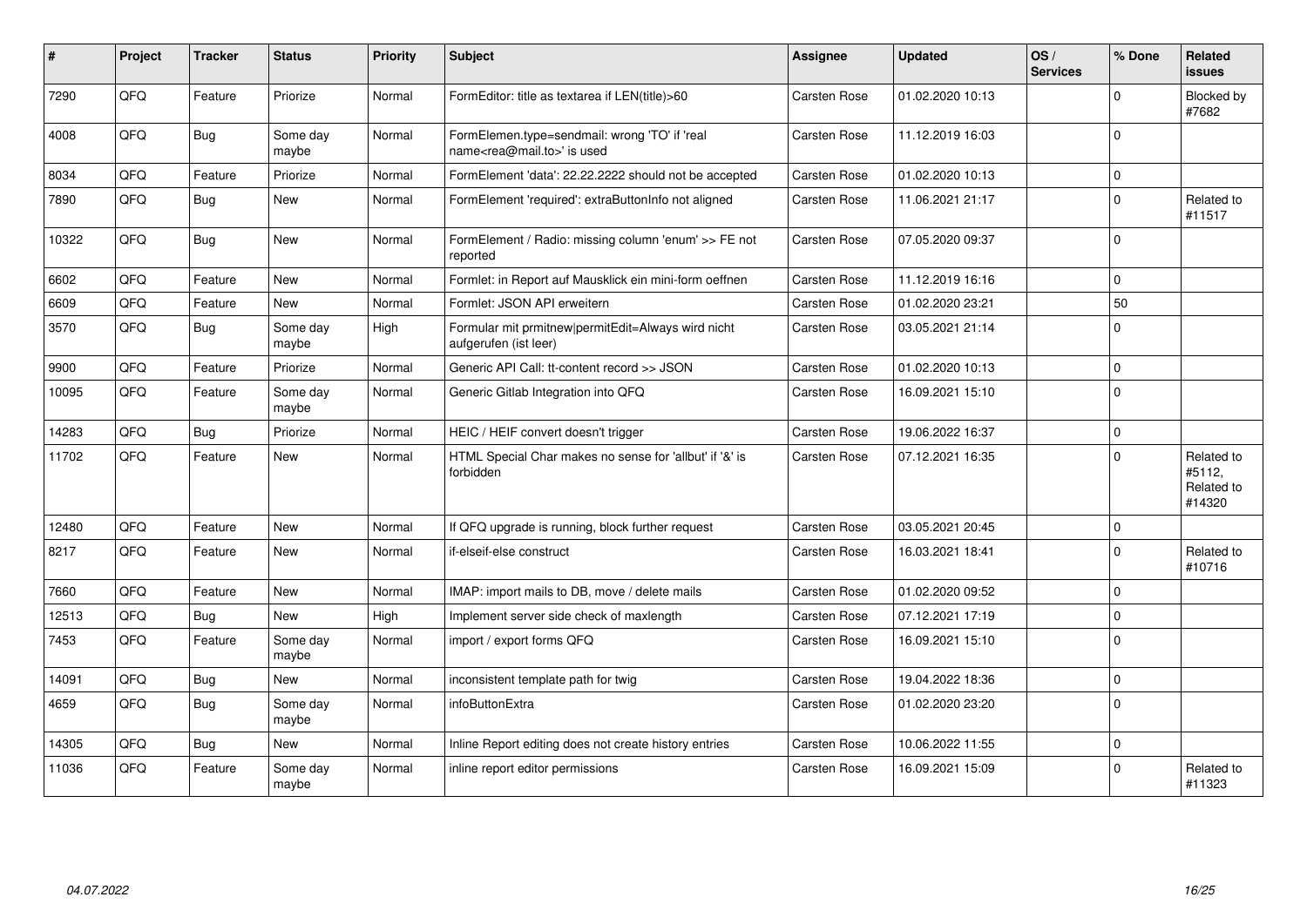| # | Project | Tracker | Status | Priority | Subject | Assignee | Updated | OS / Services | % Done | Related issues |
|---|---|---|---|---|---|---|---|---|---|---|
| 7290 | QFO | Feature | Priorize | Normal | FormEditor: title as textarea if LEN(title)>60 | Carsten Rose | 01.02.2020 10:13 | | 0 | Blocked by #7682 |
| 4008 | QFO | Bug | Some day maybe | Normal | FormElemen.type=sendmail: wrong 'TO' if 'real name<rea@mail.to>' is used | Carsten Rose | 11.12.2019 16:03 | | 0 | |
| 8034 | QFO | Feature | Priorize | Normal | FormElement 'data': 22.22.2222 should not be accepted | Carsten Rose | 01.02.2020 10:13 | | 0 | |
| 7890 | QFO | Bug | New | Normal | FormElement 'required': extraButtonInfo not aligned | Carsten Rose | 11.06.2021 21:17 | | 0 | Related to #11517 |
| 10322 | QFO | Bug | New | Normal | FormElement / Radio: missing column 'enum' >> FE not reported | Carsten Rose | 07.05.2020 09:37 | | 0 | |
| 6602 | QFO | Feature | New | Normal | Formlet: in Report auf Mausklick ein mini-form oeffnen | Carsten Rose | 11.12.2019 16:16 | | 0 | |
| 6609 | QFO | Feature | New | Normal | Formlet: JSON API erweitern | Carsten Rose | 01.02.2020 23:21 | | 50 | |
| 3570 | QFO | Bug | Some day maybe | High | Formular mit prmitnew\|permitEdit=Always wird nicht aufgerufen (ist leer) | Carsten Rose | 03.05.2021 21:14 | | 0 | |
| 9900 | QFO | Feature | Priorize | Normal | Generic API Call: tt-content record >> JSON | Carsten Rose | 01.02.2020 10:13 | | 0 | |
| 10095 | QFO | Feature | Some day maybe | Normal | Generic Gitlab Integration into QFQ | Carsten Rose | 16.09.2021 15:10 | | 0 | |
| 14283 | QFO | Bug | Priorize | Normal | HEIC / HEIF convert doesn't trigger | Carsten Rose | 19.06.2022 16:37 | | 0 | |
| 11702 | QFO | Feature | New | Normal | HTML Special Char makes no sense for 'allbut' if '&' is forbidden | Carsten Rose | 07.12.2021 16:35 | | 0 | Related to #5112, Related to #14320 |
| 12480 | QFO | Feature | New | Normal | If QFQ upgrade is running, block further request | Carsten Rose | 03.05.2021 20:45 | | 0 | |
| 8217 | QFO | Feature | New | Normal | if-elseif-else construct | Carsten Rose | 16.03.2021 18:41 | | 0 | Related to #10716 |
| 7660 | QFO | Feature | New | Normal | IMAP: import mails to DB, move / delete mails | Carsten Rose | 01.02.2020 09:52 | | 0 | |
| 12513 | QFO | Bug | New | High | Implement server side check of maxlength | Carsten Rose | 07.12.2021 17:19 | | 0 | |
| 7453 | QFO | Feature | Some day maybe | Normal | import / export forms QFQ | Carsten Rose | 16.09.2021 15:10 | | 0 | |
| 14091 | QFO | Bug | New | Normal | inconsistent template path for twig | Carsten Rose | 19.04.2022 18:36 | | 0 | |
| 4659 | QFO | Bug | Some day maybe | Normal | infoButtonExtra | Carsten Rose | 01.02.2020 23:20 | | 0 | |
| 14305 | QFO | Bug | New | Normal | Inline Report editing does not create history entries | Carsten Rose | 10.06.2022 11:55 | | 0 | |
| 11036 | QFO | Feature | Some day maybe | Normal | inline report editor permissions | Carsten Rose | 16.09.2021 15:09 | | 0 | Related to #11323 |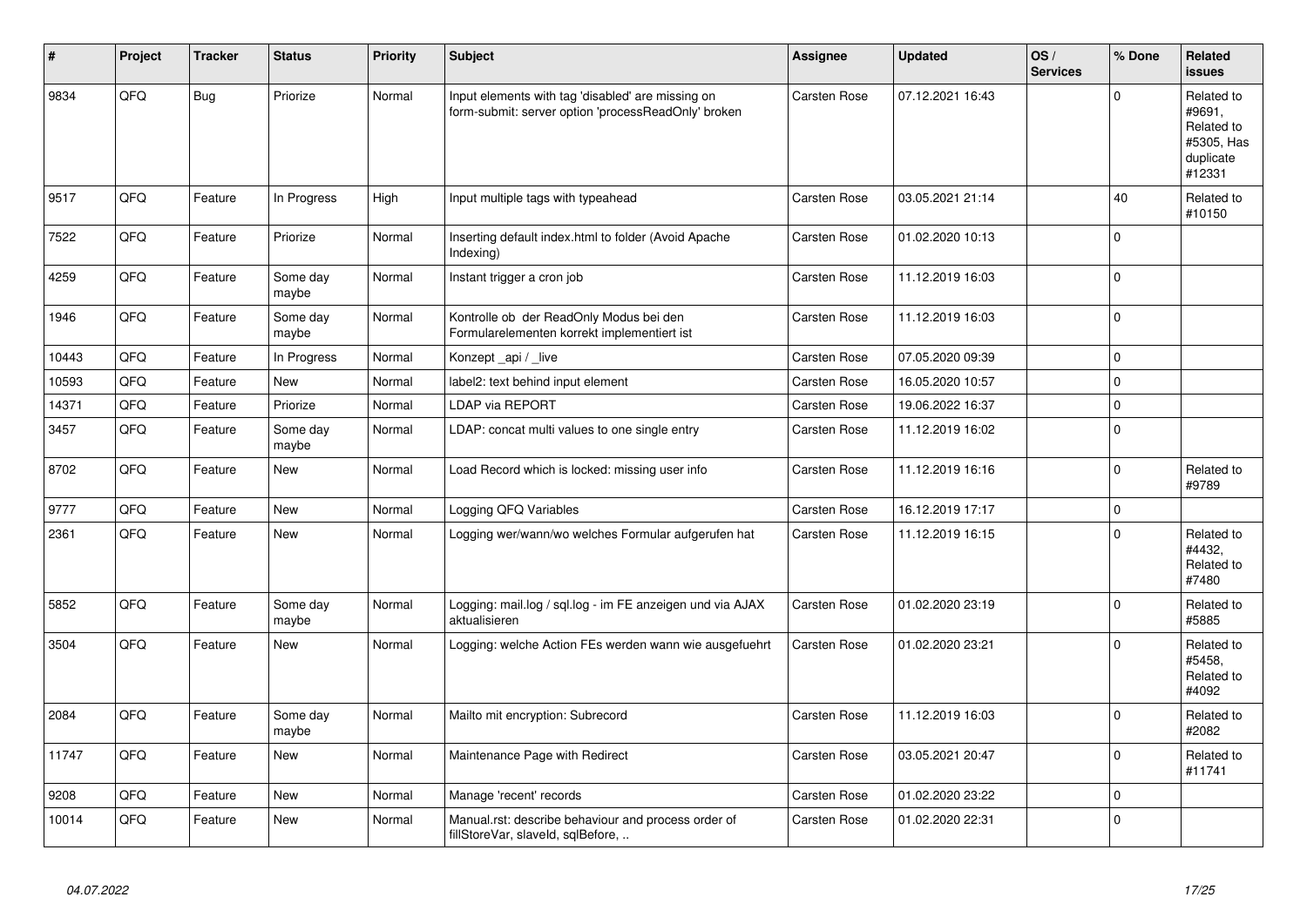| # | Project | Tracker | Status | Priority | Subject | Assignee | Updated | OS / Services | % Done | Related issues |
|---|---|---|---|---|---|---|---|---|---|---|
| 9834 | QFQ | Bug | Priorize | Normal | Input elements with tag 'disabled' are missing on form-submit: server option 'processReadOnly' broken | Carsten Rose | 07.12.2021 16:43 | | 0 | Related to #9691, Related to #5305, Has duplicate #12331 |
| 9517 | QFQ | Feature | In Progress | High | Input multiple tags with typeahead | Carsten Rose | 03.05.2021 21:14 | | 40 | Related to #10150 |
| 7522 | QFQ | Feature | Priorize | Normal | Inserting default index.html to folder (Avoid Apache Indexing) | Carsten Rose | 01.02.2020 10:13 | | 0 | |
| 4259 | QFQ | Feature | Some day maybe | Normal | Instant trigger a cron job | Carsten Rose | 11.12.2019 16:03 | | 0 | |
| 1946 | QFQ | Feature | Some day maybe | Normal | Kontrolle ob der ReadOnly Modus bei den Formularelementen korrekt implementiert ist | Carsten Rose | 11.12.2019 16:03 | | 0 | |
| 10443 | QFQ | Feature | In Progress | Normal | Konzept _api / _live | Carsten Rose | 07.05.2020 09:39 | | 0 | |
| 10593 | QFQ | Feature | New | Normal | label2: text behind input element | Carsten Rose | 16.05.2020 10:57 | | 0 | |
| 14371 | QFQ | Feature | Priorize | Normal | LDAP via REPORT | Carsten Rose | 19.06.2022 16:37 | | 0 | |
| 3457 | QFQ | Feature | Some day maybe | Normal | LDAP: concat multi values to one single entry | Carsten Rose | 11.12.2019 16:02 | | 0 | |
| 8702 | QFQ | Feature | New | Normal | Load Record which is locked: missing user info | Carsten Rose | 11.12.2019 16:16 | | 0 | Related to #9789 |
| 9777 | QFQ | Feature | New | Normal | Logging QFQ Variables | Carsten Rose | 16.12.2019 17:17 | | 0 | |
| 2361 | QFQ | Feature | New | Normal | Logging wer/wann/wo welches Formular aufgerufen hat | Carsten Rose | 11.12.2019 16:15 | | 0 | Related to #4432, Related to #7480 |
| 5852 | QFQ | Feature | Some day maybe | Normal | Logging: mail.log / sql.log - im FE anzeigen und via AJAX aktualisieren | Carsten Rose | 01.02.2020 23:19 | | 0 | Related to #5885 |
| 3504 | QFQ | Feature | New | Normal | Logging: welche Action FEs werden wann wie ausgefuehrt | Carsten Rose | 01.02.2020 23:21 | | 0 | Related to #5458, Related to #4092 |
| 2084 | QFQ | Feature | Some day maybe | Normal | Mailto mit encryption: Subrecord | Carsten Rose | 11.12.2019 16:03 | | 0 | Related to #2082 |
| 11747 | QFQ | Feature | New | Normal | Maintenance Page with Redirect | Carsten Rose | 03.05.2021 20:47 | | 0 | Related to #11741 |
| 9208 | QFQ | Feature | New | Normal | Manage 'recent' records | Carsten Rose | 01.02.2020 23:22 | | 0 | |
| 10014 | QFQ | Feature | New | Normal | Manual.rst: describe behaviour and process order of fillStoreVar, slaveId, sqlBefore, .. | Carsten Rose | 01.02.2020 22:31 | | 0 | |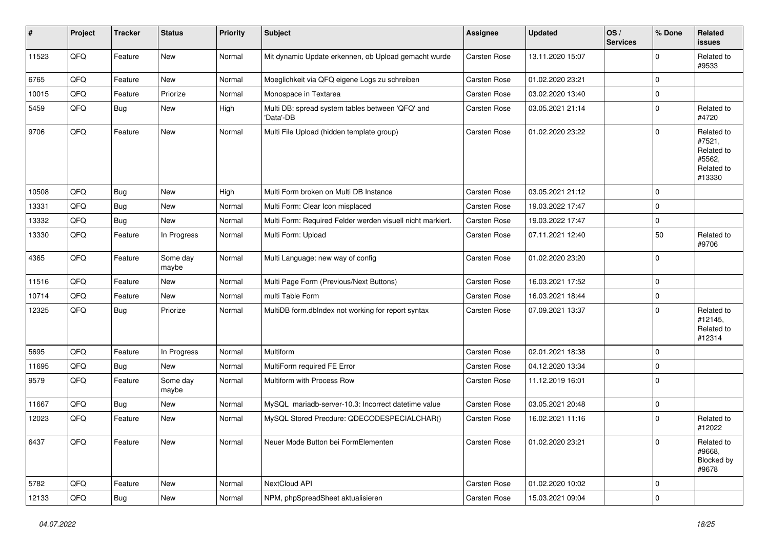| # | Project | Tracker | Status | Priority | Subject | Assignee | Updated | OS / Services | % Done | Related issues |
|---|---|---|---|---|---|---|---|---|---|---|
| 11523 | QFQ | Feature | New | Normal | Mit dynamic Update erkennen, ob Upload gemacht wurde | Carsten Rose | 13.11.2020 15:07 | | 0 | Related to #9533 |
| 6765 | QFQ | Feature | New | Normal | Moeglichkeit via QFQ eigene Logs zu schreiben | Carsten Rose | 01.02.2020 23:21 | | 0 | |
| 10015 | QFQ | Feature | Priorize | Normal | Monospace in Textarea | Carsten Rose | 03.02.2020 13:40 | | 0 | |
| 5459 | QFQ | Bug | New | High | Multi DB: spread system tables between 'QFQ' and 'Data'-DB | Carsten Rose | 03.05.2021 21:14 | | 0 | Related to #4720 |
| 9706 | QFQ | Feature | New | Normal | Multi File Upload (hidden template group) | Carsten Rose | 01.02.2020 23:22 | | 0 | Related to #7521, Related to #5562, Related to #13330 |
| 10508 | QFQ | Bug | New | High | Multi Form broken on Multi DB Instance | Carsten Rose | 03.05.2021 21:12 | | 0 | |
| 13331 | QFQ | Bug | New | Normal | Multi Form: Clear Icon misplaced | Carsten Rose | 19.03.2022 17:47 | | 0 | |
| 13332 | QFQ | Bug | New | Normal | Multi Form: Required Felder werden visuell nicht markiert. | Carsten Rose | 19.03.2022 17:47 | | 0 | |
| 13330 | QFQ | Feature | In Progress | Normal | Multi Form: Upload | Carsten Rose | 07.11.2021 12:40 | | 50 | Related to #9706 |
| 4365 | QFQ | Feature | Some day maybe | Normal | Multi Language: new way of config | Carsten Rose | 01.02.2020 23:20 | | 0 | |
| 11516 | QFQ | Feature | New | Normal | Multi Page Form (Previous/Next Buttons) | Carsten Rose | 16.03.2021 17:52 | | 0 | |
| 10714 | QFQ | Feature | New | Normal | multi Table Form | Carsten Rose | 16.03.2021 18:44 | | 0 | |
| 12325 | QFQ | Bug | Priorize | Normal | MultiDB form.dbIndex not working for report syntax | Carsten Rose | 07.09.2021 13:37 | | 0 | Related to #12145, Related to #12314 |
| 5695 | QFQ | Feature | In Progress | Normal | Multiform | Carsten Rose | 02.01.2021 18:38 | | 0 | |
| 11695 | QFQ | Bug | New | Normal | MultiForm required FE Error | Carsten Rose | 04.12.2020 13:34 | | 0 | |
| 9579 | QFQ | Feature | Some day maybe | Normal | Multiform with Process Row | Carsten Rose | 11.12.2019 16:01 | | 0 | |
| 11667 | QFQ | Bug | New | Normal | MySQL mariadb-server-10.3: Incorrect datetime value | Carsten Rose | 03.05.2021 20:48 | | 0 | |
| 12023 | QFQ | Feature | New | Normal | MySQL Stored Precdure: QDECODESPECIALCHAR() | Carsten Rose | 16.02.2021 11:16 | | 0 | Related to #12022 |
| 6437 | QFQ | Feature | New | Normal | Neuer Mode Button bei FormElementen | Carsten Rose | 01.02.2020 23:21 | | 0 | Related to #9668, Blocked by #9678 |
| 5782 | QFQ | Feature | New | Normal | NextCloud API | Carsten Rose | 01.02.2020 10:02 | | 0 | |
| 12133 | QFQ | Bug | New | Normal | NPM, phpSpreadSheet aktualisieren | Carsten Rose | 15.03.2021 09:04 | | 0 | |

*04.07.2022*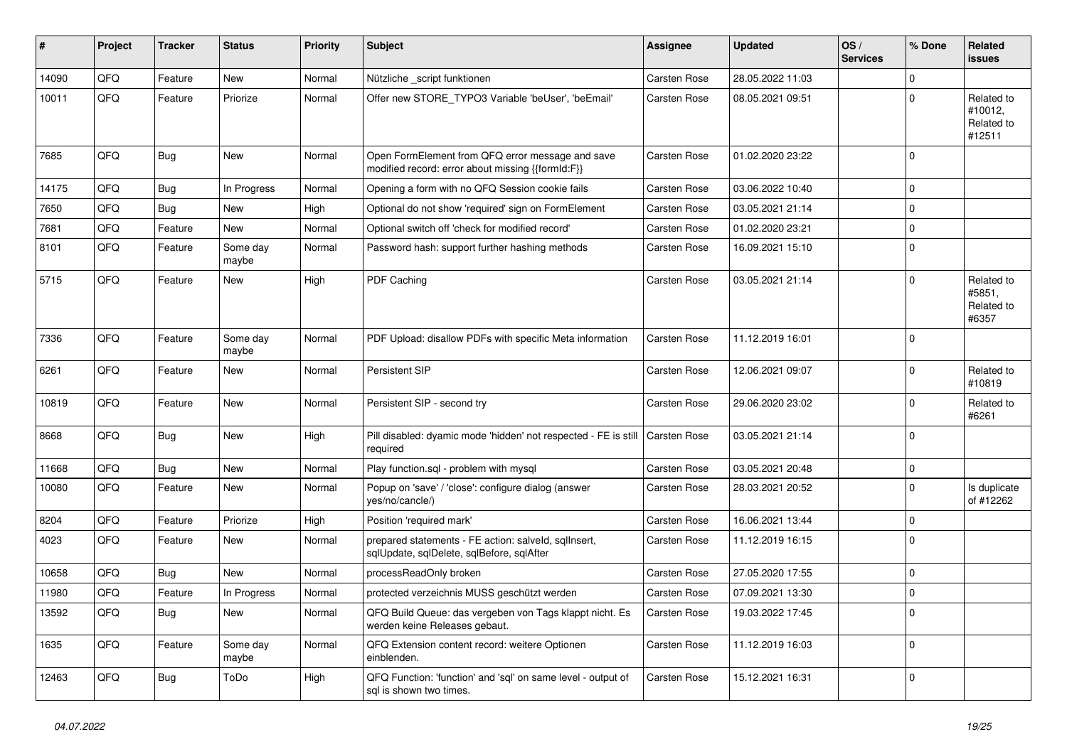| # | Project | Tracker | Status | Priority | Subject | Assignee | Updated | OS / Services | % Done | Related issues |
|---|---|---|---|---|---|---|---|---|---|---|
| 14090 | QFQ | Feature | New | Normal | Nützliche _script funktionen | Carsten Rose | 28.05.2022 11:03 | | 0 | |
| 10011 | QFQ | Feature | Priorize | Normal | Offer new STORE_TYPO3 Variable 'beUser', 'beEmail' | Carsten Rose | 08.05.2021 09:51 | | 0 | Related to #10012, Related to #12511 |
| 7685 | QFQ | Bug | New | Normal | Open FormElement from QFQ error message and save modified record: error about missing {{formId:F}} | Carsten Rose | 01.02.2020 23:22 | | 0 | |
| 14175 | QFQ | Bug | In Progress | Normal | Opening a form with no QFQ Session cookie fails | Carsten Rose | 03.06.2022 10:40 | | 0 | |
| 7650 | QFQ | Bug | New | High | Optional do not show 'required' sign on FormElement | Carsten Rose | 03.05.2021 21:14 | | 0 | |
| 7681 | QFQ | Feature | New | Normal | Optional switch off 'check for modified record' | Carsten Rose | 01.02.2020 23:21 | | 0 | |
| 8101 | QFQ | Feature | Some day maybe | Normal | Password hash: support further hashing methods | Carsten Rose | 16.09.2021 15:10 | | 0 | |
| 5715 | QFQ | Feature | New | High | PDF Caching | Carsten Rose | 03.05.2021 21:14 | | 0 | Related to #5851, Related to #6357 |
| 7336 | QFQ | Feature | Some day maybe | Normal | PDF Upload: disallow PDFs with specific Meta information | Carsten Rose | 11.12.2019 16:01 | | 0 | |
| 6261 | QFQ | Feature | New | Normal | Persistent SIP | Carsten Rose | 12.06.2021 09:07 | | 0 | Related to #10819 |
| 10819 | QFQ | Feature | New | Normal | Persistent SIP - second try | Carsten Rose | 29.06.2020 23:02 | | 0 | Related to #6261 |
| 8668 | QFQ | Bug | New | High | Pill disabled: dyamic mode 'hidden' not respected - FE is still required | Carsten Rose | 03.05.2021 21:14 | | 0 | |
| 11668 | QFQ | Bug | New | Normal | Play function.sql - problem with mysql | Carsten Rose | 03.05.2021 20:48 | | 0 | |
| 10080 | QFQ | Feature | New | Normal | Popup on 'save' / 'close': configure dialog (answer yes/no/cancle/) | Carsten Rose | 28.03.2021 20:52 | | 0 | Is duplicate of #12262 |
| 8204 | QFQ | Feature | Priorize | High | Position 'required mark' | Carsten Rose | 16.06.2021 13:44 | | 0 | |
| 4023 | QFQ | Feature | New | Normal | prepared statements - FE action: salveId, sqlInsert, sqlUpdate, sqlDelete, sqlBefore, sqlAfter | Carsten Rose | 11.12.2019 16:15 | | 0 | |
| 10658 | QFQ | Bug | New | Normal | processReadOnly broken | Carsten Rose | 27.05.2020 17:55 | | 0 | |
| 11980 | QFQ | Feature | In Progress | Normal | protected verzeichnis MUSS geschützt werden | Carsten Rose | 07.09.2021 13:30 | | 0 | |
| 13592 | QFQ | Bug | New | Normal | QFQ Build Queue: das vergeben von Tags klappt nicht. Es werden keine Releases gebaut. | Carsten Rose | 19.03.2022 17:45 | | 0 | |
| 1635 | QFQ | Feature | Some day maybe | Normal | QFQ Extension content record: weitere Optionen einblenden. | Carsten Rose | 11.12.2019 16:03 | | 0 | |
| 12463 | QFQ | Bug | ToDo | High | QFQ Function: 'function' and 'sql' on same level - output of sql is shown two times. | Carsten Rose | 15.12.2021 16:31 | | 0 | |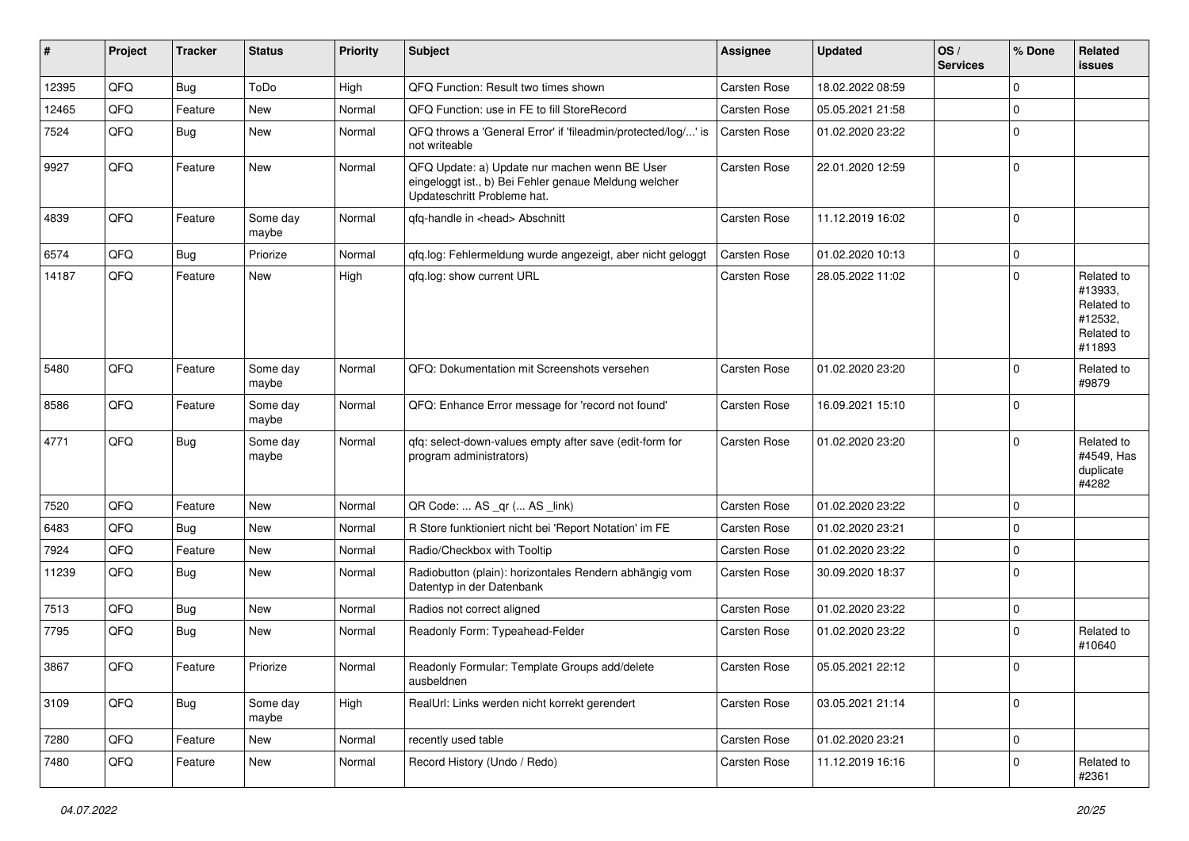| # | Project | Tracker | Status | Priority | Subject | Assignee | Updated | OS / Services | % Done | Related issues |
|---|---|---|---|---|---|---|---|---|---|---|
| 12395 | QFQ | Bug | ToDo | High | QFQ Function: Result two times shown | Carsten Rose | 18.02.2022 08:59 | | 0 | |
| 12465 | QFQ | Feature | New | Normal | QFQ Function: use in FE to fill StoreRecord | Carsten Rose | 05.05.2021 21:58 | | 0 | |
| 7524 | QFQ | Bug | New | Normal | QFQ throws a 'General Error' if 'fileadmin/protected/log/...' is not writeable | Carsten Rose | 01.02.2020 23:22 | | 0 | |
| 9927 | QFQ | Feature | New | Normal | QFQ Update: a) Update nur machen wenn BE User eingeloggt ist., b) Bei Fehler genaue Meldung welcher Updateschritt Probleme hat. | Carsten Rose | 22.01.2020 12:59 | | 0 | |
| 4839 | QFQ | Feature | Some day maybe | Normal | qfq-handle in <head> Abschnitt | Carsten Rose | 11.12.2019 16:02 | | 0 | |
| 6574 | QFQ | Bug | Priorize | Normal | qfq.log: Fehlermeldung wurde angezeigt, aber nicht geloggt | Carsten Rose | 01.02.2020 10:13 | | 0 | |
| 14187 | QFQ | Feature | New | High | qfq.log: show current URL | Carsten Rose | 28.05.2022 11:02 | | 0 | Related to #13933, Related to #12532, Related to #11893 |
| 5480 | QFQ | Feature | Some day maybe | Normal | QFQ: Dokumentation mit Screenshots versehen | Carsten Rose | 01.02.2020 23:20 | | 0 | Related to #9879 |
| 8586 | QFQ | Feature | Some day maybe | Normal | QFQ: Enhance Error message for 'record not found' | Carsten Rose | 16.09.2021 15:10 | | 0 | |
| 4771 | QFQ | Bug | Some day maybe | Normal | qfq: select-down-values empty after save (edit-form for program administrators) | Carsten Rose | 01.02.2020 23:20 | | 0 | Related to #4549, Has duplicate #4282 |
| 7520 | QFQ | Feature | New | Normal | QR Code: ... AS _qr ( ... AS _link) | Carsten Rose | 01.02.2020 23:22 | | 0 | |
| 6483 | QFQ | Bug | New | Normal | R Store funktioniert nicht bei 'Report Notation' im FE | Carsten Rose | 01.02.2020 23:21 | | 0 | |
| 7924 | QFQ | Feature | New | Normal | Radio/Checkbox with Tooltip | Carsten Rose | 01.02.2020 23:22 | | 0 | |
| 11239 | QFQ | Bug | New | Normal | Radiobutton (plain): horizontales Rendern abhängig vom Datentyp in der Datenbank | Carsten Rose | 30.09.2020 18:37 | | 0 | |
| 7513 | QFQ | Bug | New | Normal | Radios not correct aligned | Carsten Rose | 01.02.2020 23:22 | | 0 | |
| 7795 | QFQ | Bug | New | Normal | Readonly Form: Typeahead-Felder | Carsten Rose | 01.02.2020 23:22 | | 0 | Related to #10640 |
| 3867 | QFQ | Feature | Priorize | Normal | Readonly Formular: Template Groups add/delete ausbeldnen | Carsten Rose | 05.05.2021 22:12 | | 0 | |
| 3109 | QFQ | Bug | Some day maybe | High | RealUrl: Links werden nicht korrekt gerendert | Carsten Rose | 03.05.2021 21:14 | | 0 | |
| 7280 | QFQ | Feature | New | Normal | recently used table | Carsten Rose | 01.02.2020 23:21 | | 0 | |
| 7480 | QFQ | Feature | New | Normal | Record History (Undo / Redo) | Carsten Rose | 11.12.2019 16:16 | | 0 | Related to #2361 |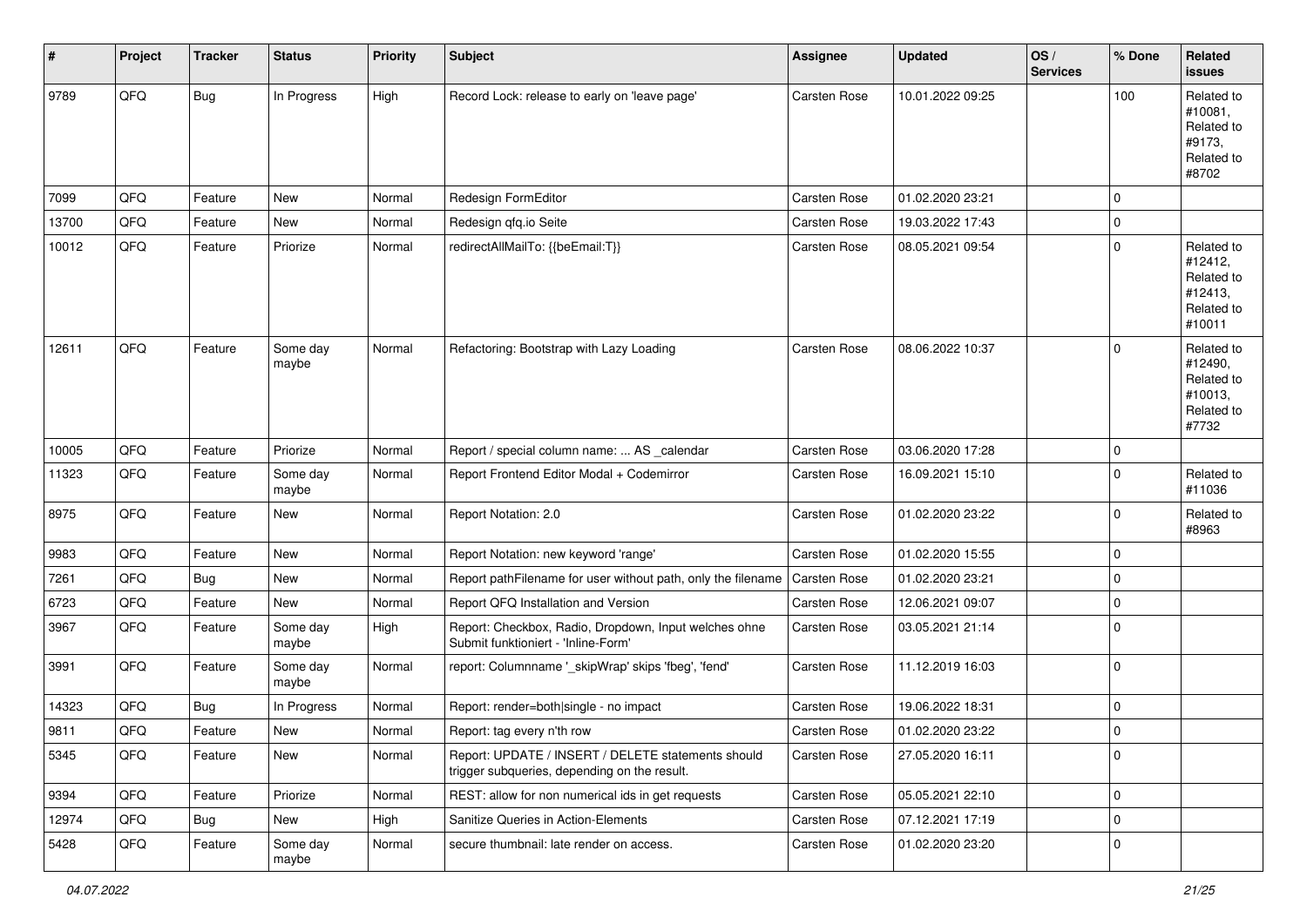| # | Project | Tracker | Status | Priority | Subject | Assignee | Updated | OS / Services | % Done | Related issues |
|---|---|---|---|---|---|---|---|---|---|---|
| 9789 | QFQ | Bug | In Progress | High | Record Lock: release to early on 'leave page' | Carsten Rose | 10.01.2022 09:25 | | 100 | Related to #10081, Related to #9173, Related to #8702 |
| 7099 | QFQ | Feature | New | Normal | Redesign FormEditor | Carsten Rose | 01.02.2020 23:21 | | 0 | |
| 13700 | QFQ | Feature | New | Normal | Redesign qfq.io Seite | Carsten Rose | 19.03.2022 17:43 | | 0 | |
| 10012 | QFQ | Feature | Priorize | Normal | redirectAllMailTo: {{beEmail:T}} | Carsten Rose | 08.05.2021 09:54 | | 0 | Related to #12412, Related to #12413, Related to #10011 |
| 12611 | QFQ | Feature | Some day maybe | Normal | Refactoring: Bootstrap with Lazy Loading | Carsten Rose | 08.06.2022 10:37 | | 0 | Related to #12490, Related to #10013, Related to #7732 |
| 10005 | QFQ | Feature | Priorize | Normal | Report / special column name: ... AS _calendar | Carsten Rose | 03.06.2020 17:28 | | 0 | |
| 11323 | QFQ | Feature | Some day maybe | Normal | Report Frontend Editor Modal + Codemirror | Carsten Rose | 16.09.2021 15:10 | | 0 | Related to #11036 |
| 8975 | QFQ | Feature | New | Normal | Report Notation: 2.0 | Carsten Rose | 01.02.2020 23:22 | | 0 | Related to #8963 |
| 9983 | QFQ | Feature | New | Normal | Report Notation: new keyword 'range' | Carsten Rose | 01.02.2020 15:55 | | 0 | |
| 7261 | QFQ | Bug | New | Normal | Report pathFilename for user without path, only the filename | Carsten Rose | 01.02.2020 23:21 | | 0 | |
| 6723 | QFQ | Feature | New | Normal | Report QFQ Installation and Version | Carsten Rose | 12.06.2021 09:07 | | 0 | |
| 3967 | QFQ | Feature | Some day maybe | High | Report: Checkbox, Radio, Dropdown, Input welches ohne Submit funktioniert - 'Inline-Form' | Carsten Rose | 03.05.2021 21:14 | | 0 | |
| 3991 | QFQ | Feature | Some day maybe | Normal | report: Columnname '_skipWrap' skips 'fbeg', 'fend' | Carsten Rose | 11.12.2019 16:03 | | 0 | |
| 14323 | QFQ | Bug | In Progress | Normal | Report: render=both\|single - no impact | Carsten Rose | 19.06.2022 18:31 | | 0 | |
| 9811 | QFQ | Feature | New | Normal | Report: tag every n'th row | Carsten Rose | 01.02.2020 23:22 | | 0 | |
| 5345 | QFQ | Feature | New | Normal | Report: UPDATE / INSERT / DELETE statements should trigger subqueries, depending on the result. | Carsten Rose | 27.05.2020 16:11 | | 0 | |
| 9394 | QFQ | Feature | Priorize | Normal | REST: allow for non numerical ids in get requests | Carsten Rose | 05.05.2021 22:10 | | 0 | |
| 12974 | QFQ | Bug | New | High | Sanitize Queries in Action-Elements | Carsten Rose | 07.12.2021 17:19 | | 0 | |
| 5428 | QFQ | Feature | Some day maybe | Normal | secure thumbnail: late render on access. | Carsten Rose | 01.02.2020 23:20 | | 0 | |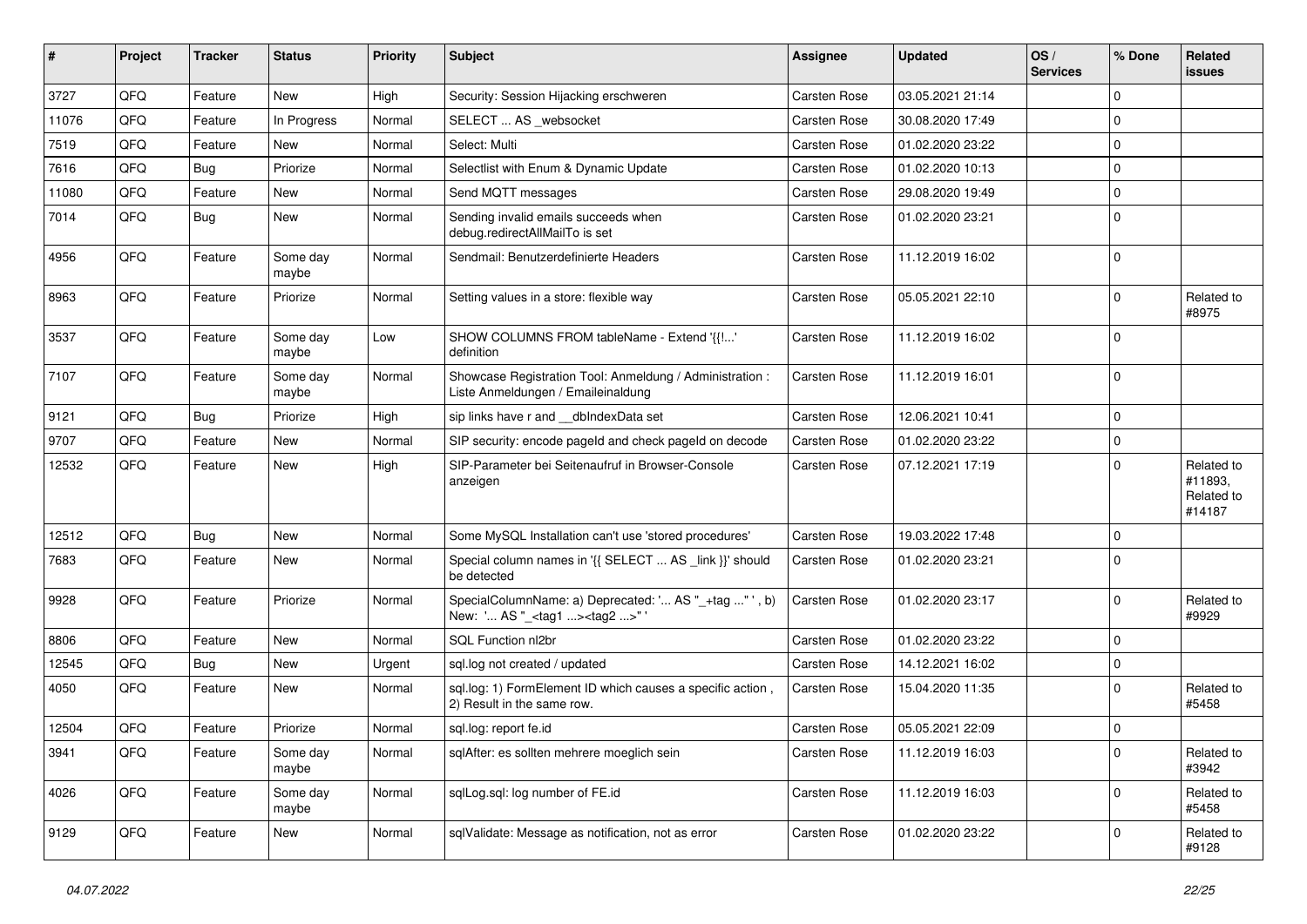| # | Project | Tracker | Status | Priority | Subject | Assignee | Updated | OS / Services | % Done | Related issues |
|---|---|---|---|---|---|---|---|---|---|---|
| 3727 | QFQ | Feature | New | High | Security: Session Hijacking erschweren | Carsten Rose | 03.05.2021 21:14 | | 0 | |
| 11076 | QFQ | Feature | In Progress | Normal | SELECT ... AS _websocket | Carsten Rose | 30.08.2020 17:49 | | 0 | |
| 7519 | QFQ | Feature | New | Normal | Select: Multi | Carsten Rose | 01.02.2020 23:22 | | 0 | |
| 7616 | QFQ | Bug | Priorize | Normal | Selectlist with Enum & Dynamic Update | Carsten Rose | 01.02.2020 10:13 | | 0 | |
| 11080 | QFQ | Feature | New | Normal | Send MQTT messages | Carsten Rose | 29.08.2020 19:49 | | 0 | |
| 7014 | QFQ | Bug | New | Normal | Sending invalid emails succeeds when debug.redirectAllMailTo is set | Carsten Rose | 01.02.2020 23:21 | | 0 | |
| 4956 | QFQ | Feature | Some day maybe | Normal | Sendmail: Benutzerdefinierte Headers | Carsten Rose | 11.12.2019 16:02 | | 0 | |
| 8963 | QFQ | Feature | Priorize | Normal | Setting values in a store: flexible way | Carsten Rose | 05.05.2021 22:10 | | 0 | Related to #8975 |
| 3537 | QFQ | Feature | Some day maybe | Low | SHOW COLUMNS FROM tableName - Extend '{{!...' definition | Carsten Rose | 11.12.2019 16:02 | | 0 | |
| 7107 | QFQ | Feature | Some day maybe | Normal | Showcase Registration Tool: Anmeldung / Administration : Liste Anmeldungen / Emaileinaldung | Carsten Rose | 11.12.2019 16:01 | | 0 | |
| 9121 | QFQ | Bug | Priorize | High | sip links have r and __dbIndexData set | Carsten Rose | 12.06.2021 10:41 | | 0 | |
| 9707 | QFQ | Feature | New | Normal | SIP security: encode pageId and check pageId on decode | Carsten Rose | 01.02.2020 23:22 | | 0 | |
| 12532 | QFQ | Feature | New | High | SIP-Parameter bei Seitenaufruf in Browser-Console anzeigen | Carsten Rose | 07.12.2021 17:19 | | 0 | Related to #11893, Related to #14187 |
| 12512 | QFQ | Bug | New | Normal | Some MySQL Installation can't use 'stored procedures' | Carsten Rose | 19.03.2022 17:48 | | 0 | |
| 7683 | QFQ | Feature | New | Normal | Special column names in '{{ SELECT ... AS _link }}' should be detected | Carsten Rose | 01.02.2020 23:21 | | 0 | |
| 9928 | QFQ | Feature | Priorize | Normal | SpecialColumnName: a) Deprecated: '... AS "_+tag ..." ', b) New: '... AS "_<tag1 ...><tag2 ...>" ' | Carsten Rose | 01.02.2020 23:17 | | 0 | Related to #9929 |
| 8806 | QFQ | Feature | New | Normal | SQL Function nl2br | Carsten Rose | 01.02.2020 23:22 | | 0 | |
| 12545 | QFQ | Bug | New | Urgent | sql.log not created / updated | Carsten Rose | 14.12.2021 16:02 | | 0 | |
| 4050 | QFQ | Feature | New | Normal | sql.log: 1) FormElement ID which causes a specific action , 2) Result in the same row. | Carsten Rose | 15.04.2020 11:35 | | 0 | Related to #5458 |
| 12504 | QFQ | Feature | Priorize | Normal | sql.log: report fe.id | Carsten Rose | 05.05.2021 22:09 | | 0 | |
| 3941 | QFQ | Feature | Some day maybe | Normal | sqlAfter: es sollten mehrere moeglich sein | Carsten Rose | 11.12.2019 16:03 | | 0 | Related to #3942 |
| 4026 | QFQ | Feature | Some day maybe | Normal | sqlLog.sql: log number of FE.id | Carsten Rose | 11.12.2019 16:03 | | 0 | Related to #5458 |
| 9129 | QFQ | Feature | New | Normal | sqlValidate: Message as notification, not as error | Carsten Rose | 01.02.2020 23:22 | | 0 | Related to #9128 |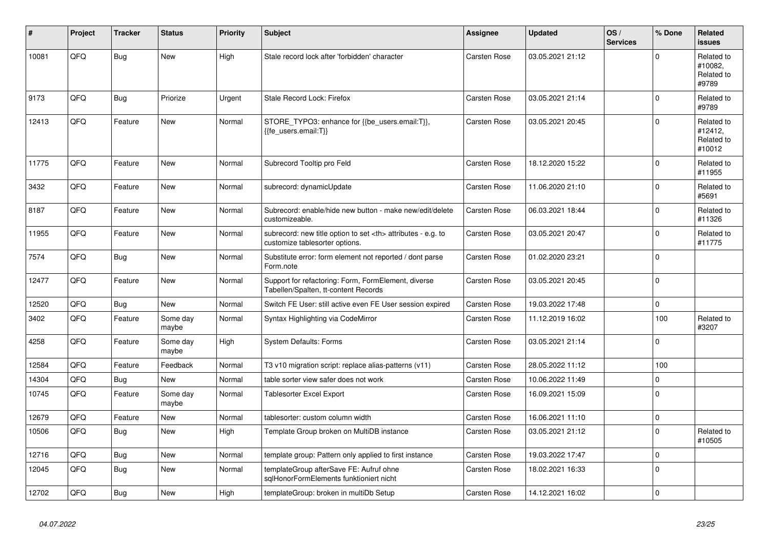| # | Project | Tracker | Status | Priority | Subject | Assignee | Updated | OS / Services | % Done | Related issues |
|---|---|---|---|---|---|---|---|---|---|---|
| 10081 | QFQ | Bug | New | High | Stale record lock after 'forbidden' character | Carsten Rose | 03.05.2021 21:12 | | 0 | Related to #10082, Related to #9789 |
| 9173 | QFQ | Bug | Priorize | Urgent | Stale Record Lock: Firefox | Carsten Rose | 03.05.2021 21:14 | | 0 | Related to #9789 |
| 12413 | QFQ | Feature | New | Normal | STORE_TYPO3: enhance for {{be_users.email:T}}, {{fe_users.email:T}} | Carsten Rose | 03.05.2021 20:45 | | 0 | Related to #12412, Related to #10012 |
| 11775 | QFQ | Feature | New | Normal | Subrecord Tooltip pro Feld | Carsten Rose | 18.12.2020 15:22 | | 0 | Related to #11955 |
| 3432 | QFQ | Feature | New | Normal | subrecord: dynamicUpdate | Carsten Rose | 11.06.2020 21:10 | | 0 | Related to #5691 |
| 8187 | QFQ | Feature | New | Normal | Subrecord: enable/hide new button - make new/edit/delete customizeable. | Carsten Rose | 06.03.2021 18:44 | | 0 | Related to #11326 |
| 11955 | QFQ | Feature | New | Normal | subrecord: new title option to set <th> attributes - e.g. to customize tablesorter options. | Carsten Rose | 03.05.2021 20:47 | | 0 | Related to #11775 |
| 7574 | QFQ | Bug | New | Normal | Substitute error: form element not reported / dont parse Form.note | Carsten Rose | 01.02.2020 23:21 | | 0 | |
| 12477 | QFQ | Feature | New | Normal | Support for refactoring: Form, FormElement, diverse Tabellen/Spalten, tt-content Records | Carsten Rose | 03.05.2021 20:45 | | 0 | |
| 12520 | QFQ | Bug | New | Normal | Switch FE User: still active even FE User session expired | Carsten Rose | 19.03.2022 17:48 | | 0 | |
| 3402 | QFQ | Feature | Some day maybe | Normal | Syntax Highlighting via CodeMirror | Carsten Rose | 11.12.2019 16:02 | | 100 | Related to #3207 |
| 4258 | QFQ | Feature | Some day maybe | High | System Defaults: Forms | Carsten Rose | 03.05.2021 21:14 | | 0 | |
| 12584 | QFQ | Feature | Feedback | Normal | T3 v10 migration script: replace alias-patterns (v11) | Carsten Rose | 28.05.2022 11:12 | | 100 | |
| 14304 | QFQ | Bug | New | Normal | table sorter view safer does not work | Carsten Rose | 10.06.2022 11:49 | | 0 | |
| 10745 | QFQ | Feature | Some day maybe | Normal | Tablesorter Excel Export | Carsten Rose | 16.09.2021 15:09 | | 0 | |
| 12679 | QFQ | Feature | New | Normal | tablesorter: custom column width | Carsten Rose | 16.06.2021 11:10 | | 0 | |
| 10506 | QFQ | Bug | New | High | Template Group broken on MultiDB instance | Carsten Rose | 03.05.2021 21:12 | | 0 | Related to #10505 |
| 12716 | QFQ | Bug | New | Normal | template group: Pattern only applied to first instance | Carsten Rose | 19.03.2022 17:47 | | 0 | |
| 12045 | QFQ | Bug | New | Normal | templateGroup afterSave FE: Aufruf ohne sqlHonorFormElements funktioniert nicht | Carsten Rose | 18.02.2021 16:33 | | 0 | |
| 12702 | QFQ | Bug | New | High | templateGroup: broken in multiDb Setup | Carsten Rose | 14.12.2021 16:02 | | 0 | |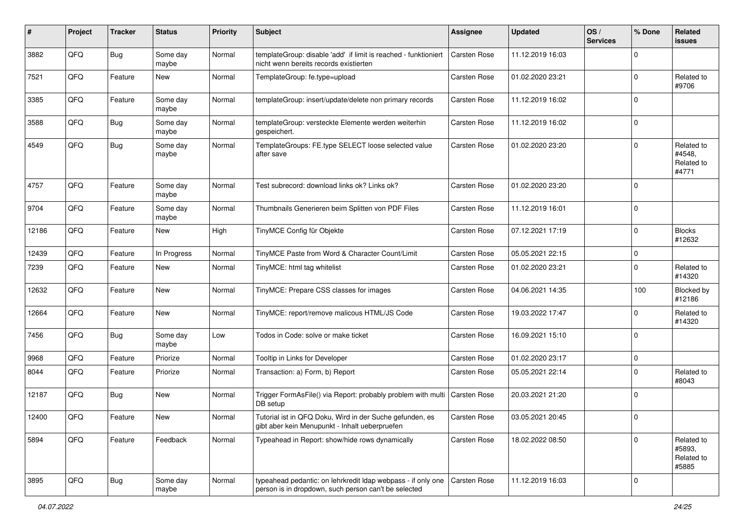| # | Project | Tracker | Status | Priority | Subject | Assignee | Updated | OS / Services | % Done | Related issues |
|---|---|---|---|---|---|---|---|---|---|---|
| 3882 | QFQ | Bug | Some day maybe | Normal | templateGroup: disable 'add' if limit is reached - funktioniert nicht wenn bereits records existierten | Carsten Rose | 11.12.2019 16:03 | | 0 | |
| 7521 | QFQ | Feature | New | Normal | TemplateGroup: fe.type=upload | Carsten Rose | 01.02.2020 23:21 | | 0 | Related to #9706 |
| 3385 | QFQ | Feature | Some day maybe | Normal | templateGroup: insert/update/delete non primary records | Carsten Rose | 11.12.2019 16:02 | | 0 | |
| 3588 | QFQ | Bug | Some day maybe | Normal | templateGroup: versteckte Elemente werden weiterhin gespeichert. | Carsten Rose | 11.12.2019 16:02 | | 0 | |
| 4549 | QFQ | Bug | Some day maybe | Normal | TemplateGroups: FE.type SELECT loose selected value after save | Carsten Rose | 01.02.2020 23:20 | | 0 | Related to #4548, Related to #4771 |
| 4757 | QFQ | Feature | Some day maybe | Normal | Test subrecord: download links ok? Links ok? | Carsten Rose | 01.02.2020 23:20 | | 0 | |
| 9704 | QFQ | Feature | Some day maybe | Normal | Thumbnails Generieren beim Splitten von PDF Files | Carsten Rose | 11.12.2019 16:01 | | 0 | |
| 12186 | QFQ | Feature | New | High | TinyMCE Config für Objekte | Carsten Rose | 07.12.2021 17:19 | | 0 | Blocks #12632 |
| 12439 | QFQ | Feature | In Progress | Normal | TinyMCE Paste from Word & Character Count/Limit | Carsten Rose | 05.05.2021 22:15 | | 0 | |
| 7239 | QFQ | Feature | New | Normal | TinyMCE: html tag whitelist | Carsten Rose | 01.02.2020 23:21 | | 0 | Related to #14320 |
| 12632 | QFQ | Feature | New | Normal | TinyMCE: Prepare CSS classes for images | Carsten Rose | 04.06.2021 14:35 | | 100 | Blocked by #12186 |
| 12664 | QFQ | Feature | New | Normal | TinyMCE: report/remove malicous HTML/JS Code | Carsten Rose | 19.03.2022 17:47 | | 0 | Related to #14320 |
| 7456 | QFQ | Bug | Some day maybe | Low | Todos in Code: solve or make ticket | Carsten Rose | 16.09.2021 15:10 | | 0 | |
| 9968 | QFQ | Feature | Priorize | Normal | Tooltip in Links for Developer | Carsten Rose | 01.02.2020 23:17 | | 0 | |
| 8044 | QFQ | Feature | Priorize | Normal | Transaction: a) Form, b) Report | Carsten Rose | 05.05.2021 22:14 | | 0 | Related to #8043 |
| 12187 | QFQ | Bug | New | Normal | Trigger FormAsFile() via Report: probably problem with multi DB setup | Carsten Rose | 20.03.2021 21:20 | | 0 | |
| 12400 | QFQ | Feature | New | Normal | Tutorial ist in QFQ Doku, Wird in der Suche gefunden, es gibt aber kein Menupunkt - Inhalt ueberpruefen | Carsten Rose | 03.05.2021 20:45 | | 0 | |
| 5894 | QFQ | Feature | Feedback | Normal | Typeahead in Report: show/hide rows dynamically | Carsten Rose | 18.02.2022 08:50 | | 0 | Related to #5893, Related to #5885 |
| 3895 | QFQ | Bug | Some day maybe | Normal | typeahead pedantic: on lehrkredit ldap webpass - if only one person is in dropdown, such person can't be selected | Carsten Rose | 11.12.2019 16:03 | | 0 | |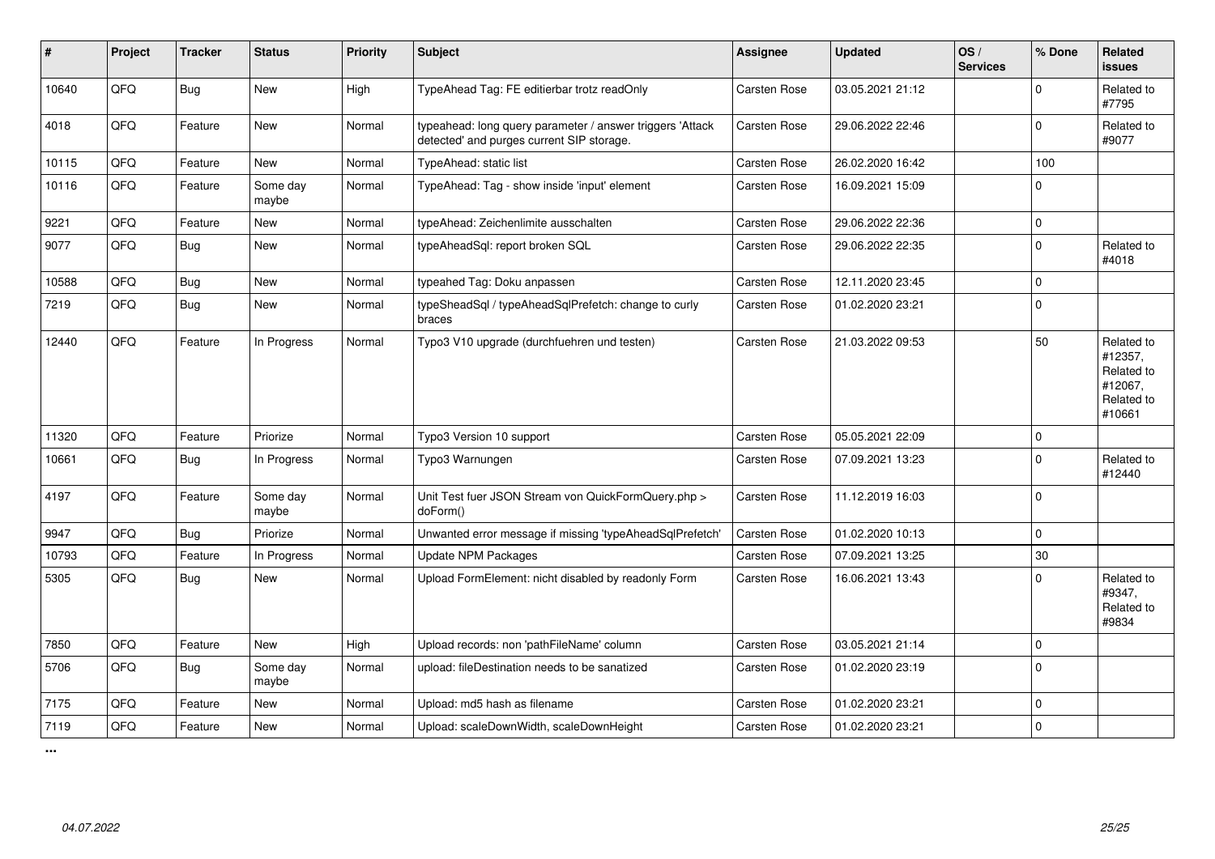| # | Project | Tracker | Status | Priority | Subject | Assignee | Updated | OS / Services | % Done | Related issues |
|---|---|---|---|---|---|---|---|---|---|---|
| 10640 | QFQ | Bug | New | High | TypeAhead Tag: FE editierbar trotz readOnly | Carsten Rose | 03.05.2021 21:12 | | 0 | Related to #7795 |
| 4018 | QFQ | Feature | New | Normal | typeahead: long query parameter / answer triggers 'Attack detected' and purges current SIP storage. | Carsten Rose | 29.06.2022 22:46 | | 0 | Related to #9077 |
| 10115 | QFQ | Feature | New | Normal | TypeAhead: static list | Carsten Rose | 26.02.2020 16:42 | | 100 | |
| 10116 | QFQ | Feature | Some day maybe | Normal | TypeAhead: Tag - show inside 'input' element | Carsten Rose | 16.09.2021 15:09 | | 0 | |
| 9221 | QFQ | Feature | New | Normal | typeAhead: Zeichenlimite ausschalten | Carsten Rose | 29.06.2022 22:36 | | 0 | |
| 9077 | QFQ | Bug | New | Normal | typeAheadSql: report broken SQL | Carsten Rose | 29.06.2022 22:35 | | 0 | Related to #4018 |
| 10588 | QFQ | Bug | New | Normal | typeahed Tag: Doku anpassen | Carsten Rose | 12.11.2020 23:45 | | 0 | |
| 7219 | QFQ | Bug | New | Normal | typeSheadSql / typeAheadSqlPrefetch: change to curly braces | Carsten Rose | 01.02.2020 23:21 | | 0 | |
| 12440 | QFQ | Feature | In Progress | Normal | Typo3 V10 upgrade (durchfuehren und testen) | Carsten Rose | 21.03.2022 09:53 | | 50 | Related to #12357, Related to #12067, Related to #10661 |
| 11320 | QFQ | Feature | Priorize | Normal | Typo3 Version 10 support | Carsten Rose | 05.05.2021 22:09 | | 0 | |
| 10661 | QFQ | Bug | In Progress | Normal | Typo3 Warnungen | Carsten Rose | 07.09.2021 13:23 | | 0 | Related to #12440 |
| 4197 | QFQ | Feature | Some day maybe | Normal | Unit Test fuer JSON Stream von QuickFormQuery.php > doForm() | Carsten Rose | 11.12.2019 16:03 | | 0 | |
| 9947 | QFQ | Bug | Priorize | Normal | Unwanted error message if missing 'typeAheadSqlPrefetch' | Carsten Rose | 01.02.2020 10:13 | | 0 | |
| 10793 | QFQ | Feature | In Progress | Normal | Update NPM Packages | Carsten Rose | 07.09.2021 13:25 | | 30 | |
| 5305 | QFQ | Bug | New | Normal | Upload FormElement: nicht disabled by readonly Form | Carsten Rose | 16.06.2021 13:43 | | 0 | Related to #9347, Related to #9834 |
| 7850 | QFQ | Feature | New | High | Upload records: non 'pathFileName' column | Carsten Rose | 03.05.2021 21:14 | | 0 | |
| 5706 | QFQ | Bug | Some day maybe | Normal | upload: fileDestination needs to be sanatized | Carsten Rose | 01.02.2020 23:19 | | 0 | |
| 7175 | QFQ | Feature | New | Normal | Upload: md5 hash as filename | Carsten Rose | 01.02.2020 23:21 | | 0 | |
| 7119 | QFQ | Feature | New | Normal | Upload: scaleDownWidth, scaleDownHeight | Carsten Rose | 01.02.2020 23:21 | | 0 | |

...